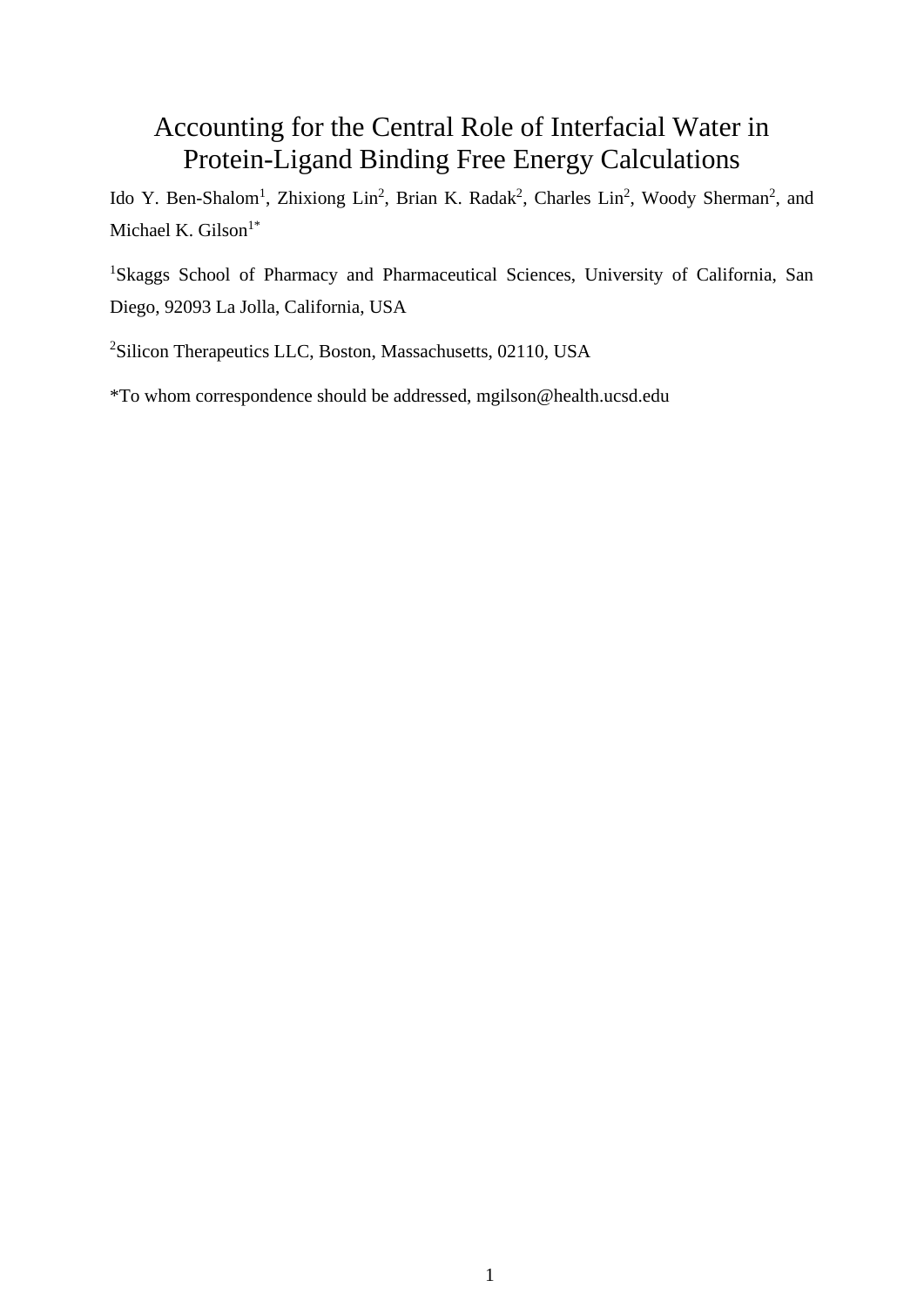# Accounting for the Central Role of Interfacial Water in Protein-Ligand Binding Free Energy Calculations

Ido Y. Ben-Shalom[1], Zhixiong Lin[2], Brian K. Radak[2], Charles Lin[2], Woody Sherman[2], and Michael K. Gilson[1*]

[1]Skaggs School of Pharmacy and Pharmaceutical Sciences, University of California, San Diego, 92093 La Jolla, California, USA

[2]Silicon Therapeutics LLC, Boston, Massachusetts, 02110, USA

*To whom correspondence should be addressed, mgilson@health.ucsd.edu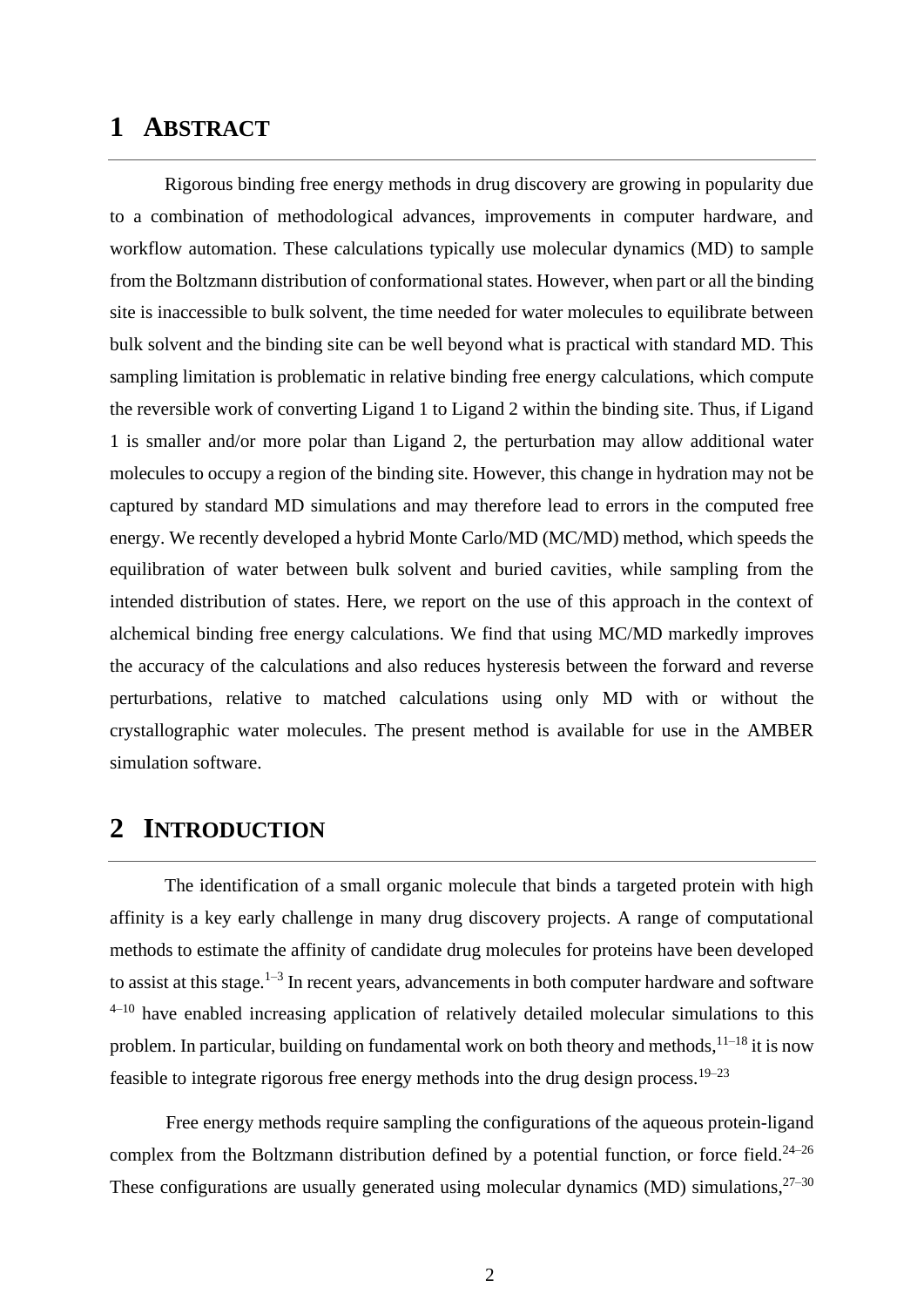# 1 ABSTRACT

Rigorous binding free energy methods in drug discovery are growing in popularity due to a combination of methodological advances, improvements in computer hardware, and workflow automation. These calculations typically use molecular dynamics (MD) to sample from the Boltzmann distribution of conformational states. However, when part or all the binding site is inaccessible to bulk solvent, the time needed for water molecules to equilibrate between bulk solvent and the binding site can be well beyond what is practical with standard MD. This sampling limitation is problematic in relative binding free energy calculations, which compute the reversible work of converting Ligand 1 to Ligand 2 within the binding site. Thus, if Ligand 1 is smaller and/or more polar than Ligand 2, the perturbation may allow additional water molecules to occupy a region of the binding site. However, this change in hydration may not be captured by standard MD simulations and may therefore lead to errors in the computed free energy. We recently developed a hybrid Monte Carlo/MD (MC/MD) method, which speeds the equilibration of water between bulk solvent and buried cavities, while sampling from the intended distribution of states. Here, we report on the use of this approach in the context of alchemical binding free energy calculations. We find that using MC/MD markedly improves the accuracy of the calculations and also reduces hysteresis between the forward and reverse perturbations, relative to matched calculations using only MD with or without the crystallographic water molecules. The present method is available for use in the AMBER simulation software.

# 2 INTRODUCTION

The identification of a small organic molecule that binds a targeted protein with high affinity is a key early challenge in many drug discovery projects. A range of computational methods to estimate the affinity of candidate drug molecules for proteins have been developed to assist at this stage.[1–3] In recent years, advancements in both computer hardware and software [4–10] have enabled increasing application of relatively detailed molecular simulations to this problem. In particular, building on fundamental work on both theory and methods,[11–18] it is now feasible to integrate rigorous free energy methods into the drug design process.[19–23]

Free energy methods require sampling the configurations of the aqueous protein-ligand complex from the Boltzmann distribution defined by a potential function, or force field.[24–26] These configurations are usually generated using molecular dynamics (MD) simulations,[27–30]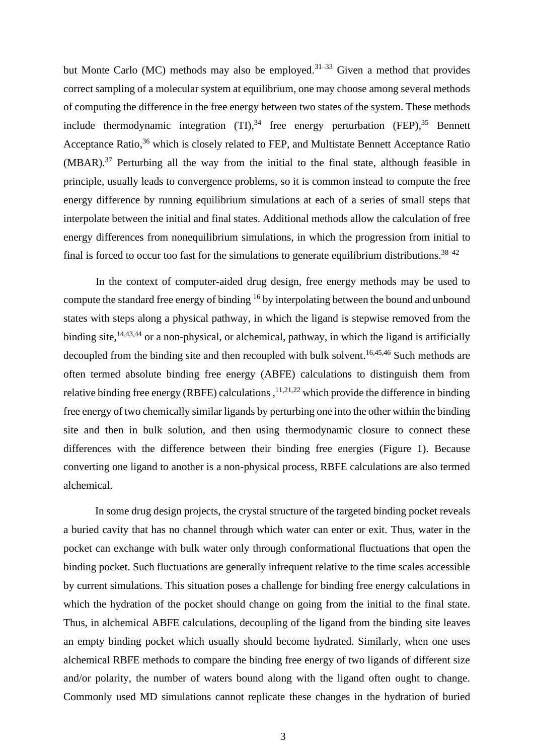but Monte Carlo (MC) methods may also be employed.[31–33] Given a method that provides correct sampling of a molecular system at equilibrium, one may choose among several methods of computing the difference in the free energy between two states of the system. These methods include thermodynamic integration (TI),[34] free energy perturbation (FEP),[35] Bennett Acceptance Ratio,[36] which is closely related to FEP, and Multistate Bennett Acceptance Ratio (MBAR).[37] Perturbing all the way from the initial to the final state, although feasible in principle, usually leads to convergence problems, so it is common instead to compute the free energy difference by running equilibrium simulations at each of a series of small steps that interpolate between the initial and final states. Additional methods allow the calculation of free energy differences from nonequilibrium simulations, in which the progression from initial to final is forced to occur too fast for the simulations to generate equilibrium distributions.[38–42]

In the context of computer-aided drug design, free energy methods may be used to compute the standard free energy of binding [16] by interpolating between the bound and unbound states with steps along a physical pathway, in which the ligand is stepwise removed from the binding site,[14,43,44] or a non-physical, or alchemical, pathway, in which the ligand is artificially decoupled from the binding site and then recoupled with bulk solvent.[16,45,46] Such methods are often termed absolute binding free energy (ABFE) calculations to distinguish them from relative binding free energy (RBFE) calculations ,[11,21,22] which provide the difference in binding free energy of two chemically similar ligands by perturbing one into the other within the binding site and then in bulk solution, and then using thermodynamic closure to connect these differences with the difference between their binding free energies (Figure 1). Because converting one ligand to another is a non-physical process, RBFE calculations are also termed alchemical.

In some drug design projects, the crystal structure of the targeted binding pocket reveals a buried cavity that has no channel through which water can enter or exit. Thus, water in the pocket can exchange with bulk water only through conformational fluctuations that open the binding pocket. Such fluctuations are generally infrequent relative to the time scales accessible by current simulations. This situation poses a challenge for binding free energy calculations in which the hydration of the pocket should change on going from the initial to the final state. Thus, in alchemical ABFE calculations, decoupling of the ligand from the binding site leaves an empty binding pocket which usually should become hydrated. Similarly, when one uses alchemical RBFE methods to compare the binding free energy of two ligands of different size and/or polarity, the number of waters bound along with the ligand often ought to change. Commonly used MD simulations cannot replicate these changes in the hydration of buried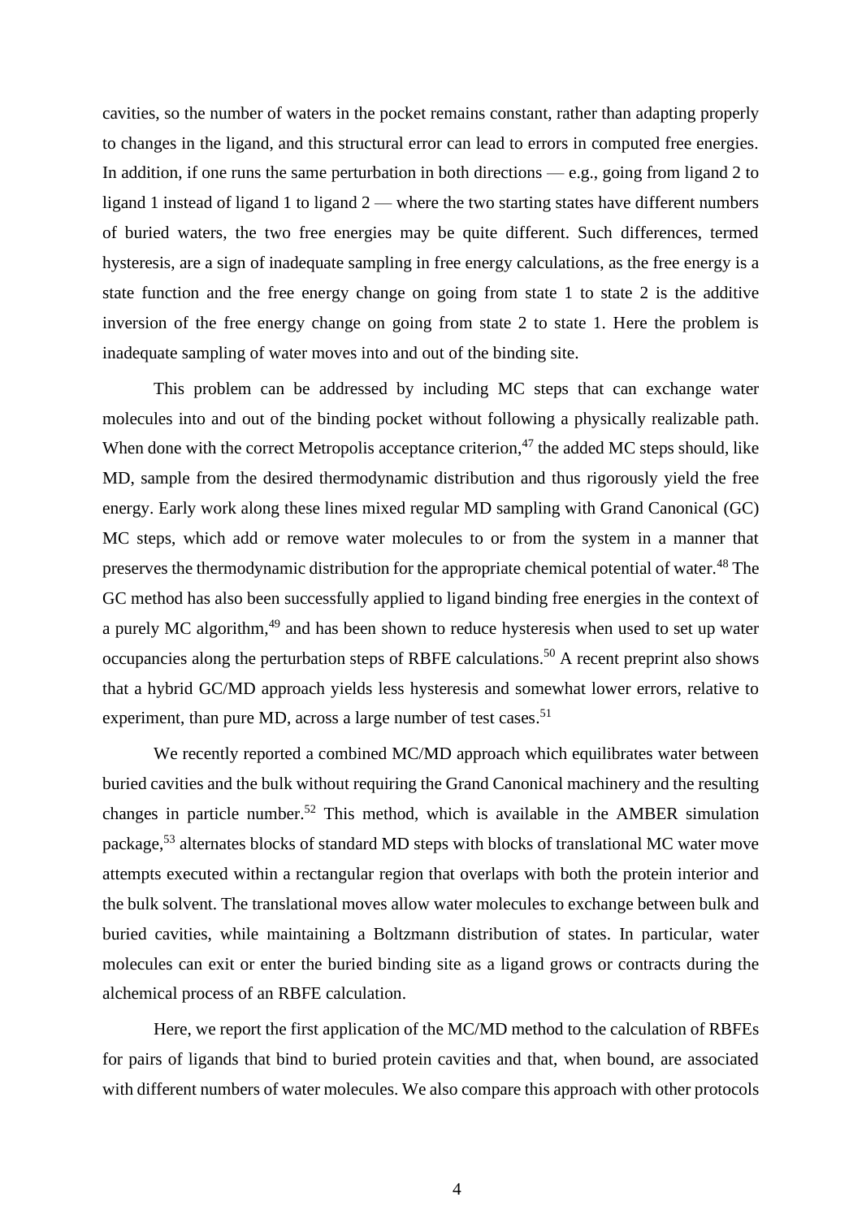cavities, so the number of waters in the pocket remains constant, rather than adapting properly to changes in the ligand, and this structural error can lead to errors in computed free energies. In addition, if one runs the same perturbation in both directions — e.g., going from ligand 2 to ligand 1 instead of ligand 1 to ligand 2 — where the two starting states have different numbers of buried waters, the two free energies may be quite different. Such differences, termed hysteresis, are a sign of inadequate sampling in free energy calculations, as the free energy is a state function and the free energy change on going from state 1 to state 2 is the additive inversion of the free energy change on going from state 2 to state 1. Here the problem is inadequate sampling of water moves into and out of the binding site.

This problem can be addressed by including MC steps that can exchange water molecules into and out of the binding pocket without following a physically realizable path. When done with the correct Metropolis acceptance criterion,[47] the added MC steps should, like MD, sample from the desired thermodynamic distribution and thus rigorously yield the free energy. Early work along these lines mixed regular MD sampling with Grand Canonical (GC) MC steps, which add or remove water molecules to or from the system in a manner that preserves the thermodynamic distribution for the appropriate chemical potential of water.[48] The GC method has also been successfully applied to ligand binding free energies in the context of a purely MC algorithm,[49] and has been shown to reduce hysteresis when used to set up water occupancies along the perturbation steps of RBFE calculations.[50] A recent preprint also shows that a hybrid GC/MD approach yields less hysteresis and somewhat lower errors, relative to experiment, than pure MD, across a large number of test cases.[51]

We recently reported a combined MC/MD approach which equilibrates water between buried cavities and the bulk without requiring the Grand Canonical machinery and the resulting changes in particle number.[52] This method, which is available in the AMBER simulation package,[53] alternates blocks of standard MD steps with blocks of translational MC water move attempts executed within a rectangular region that overlaps with both the protein interior and the bulk solvent. The translational moves allow water molecules to exchange between bulk and buried cavities, while maintaining a Boltzmann distribution of states. In particular, water molecules can exit or enter the buried binding site as a ligand grows or contracts during the alchemical process of an RBFE calculation.

Here, we report the first application of the MC/MD method to the calculation of RBFEs for pairs of ligands that bind to buried protein cavities and that, when bound, are associated with different numbers of water molecules. We also compare this approach with other protocols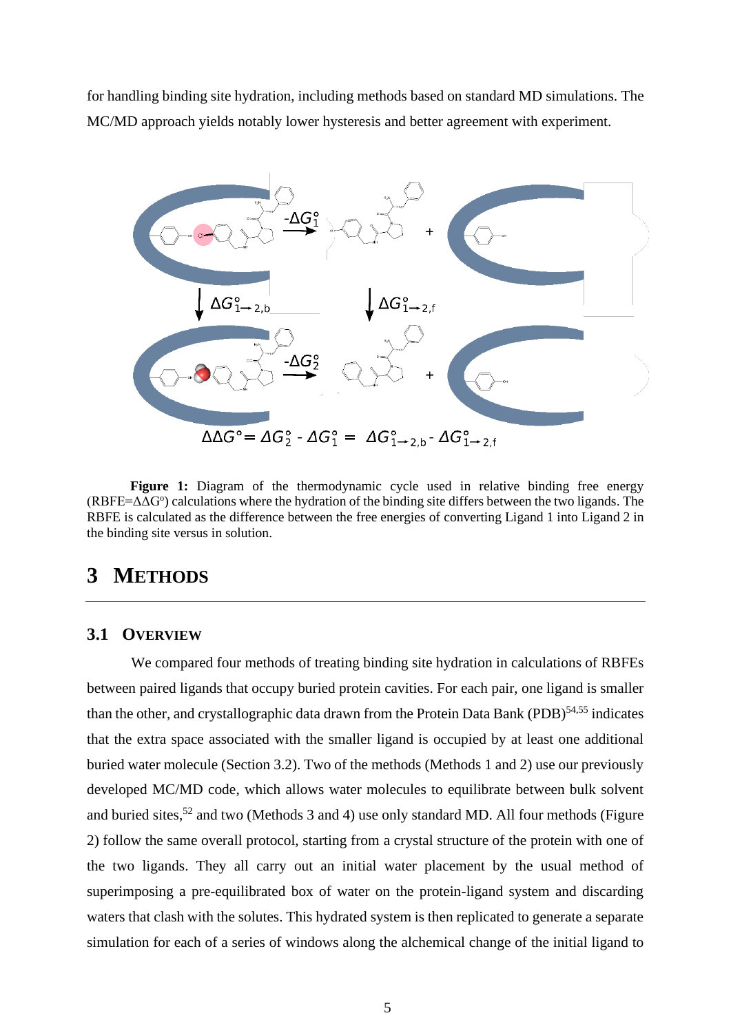for handling binding site hydration, including methods based on standard MD simulations. The MC/MD approach yields notably lower hysteresis and better agreement with experiment.

$$\Delta\Delta G^{\circ} = \Delta G_2^{\circ} - \Delta G_1^{\circ} = \Delta G_{1\rightarrow 2,b}^{\circ} - \Delta G_{1\rightarrow 2,f}^{\circ}$$

**Figure 1:** Diagram of the thermodynamic cycle used in relative binding free energy (RBFE=$\Delta\Delta G^{o}$) calculations where the hydration of the binding site differs between the two ligands. The RBFE is calculated as the difference between the free energies of converting Ligand 1 into Ligand 2 in the binding site versus in solution.

# 3 METHODS

## 3.1 OVERVIEW

We compared four methods of treating binding site hydration in calculations of RBFEs between paired ligands that occupy buried protein cavities. For each pair, one ligand is smaller than the other, and crystallographic data drawn from the Protein Data Bank (PDB)[54,55] indicates that the extra space associated with the smaller ligand is occupied by at least one additional buried water molecule (Section 3.2). Two of the methods (Methods 1 and 2) use our previously developed MC/MD code, which allows water molecules to equilibrate between bulk solvent and buried sites,[52] and two (Methods 3 and 4) use only standard MD. All four methods (Figure 2) follow the same overall protocol, starting from a crystal structure of the protein with one of the two ligands. They all carry out an initial water placement by the usual method of superimposing a pre-equilibrated box of water on the protein-ligand system and discarding waters that clash with the solutes. This hydrated system is then replicated to generate a separate simulation for each of a series of windows along the alchemical change of the initial ligand to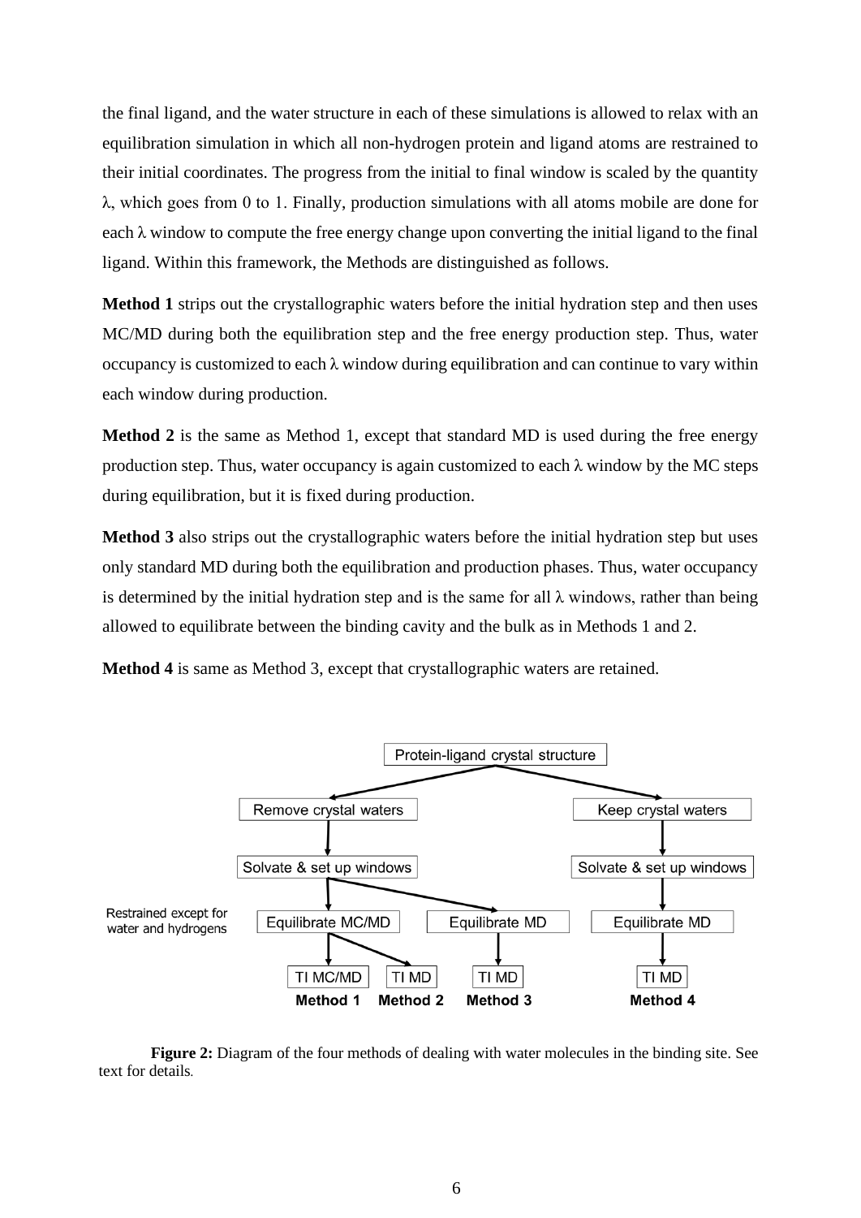the final ligand, and the water structure in each of these simulations is allowed to relax with an equilibration simulation in which all non-hydrogen protein and ligand atoms are restrained to their initial coordinates. The progress from the initial to final window is scaled by the quantity $\lambda$, which goes from 0 to 1. Finally, production simulations with all atoms mobile are done for each $\lambda$ window to compute the free energy change upon converting the initial ligand to the final ligand. Within this framework, the Methods are distinguished as follows.

**Method 1** strips out the crystallographic waters before the initial hydration step and then uses MC/MD during both the equilibration step and the free energy production step. Thus, water occupancy is customized to each $\lambda$ window during equilibration and can continue to vary within each window during production.

**Method 2** is the same as Method 1, except that standard MD is used during the free energy production step. Thus, water occupancy is again customized to each $\lambda$ window by the MC steps during equilibration, but it is fixed during production.

**Method 3** also strips out the crystallographic waters before the initial hydration step but uses only standard MD during both the equilibration and production phases. Thus, water occupancy is determined by the initial hydration step and is the same for all $\lambda$ windows, rather than being allowed to equilibrate between the binding cavity and the bulk as in Methods 1 and 2.

**Method 4** is same as Method 3, except that crystallographic waters are retained.

```
                         Protein-ligand crystal structure
                        /                                \
          Remove crystal waters                      Keep crystal waters
                   |                                          |
        Solvate & set up windows                   Solvate & set up windows
                   |        \                                 |
Restrained except for       \
water and hydrogens          \
        Equilibrate MC/MD     Equilibrate MD            Equilibrate MD
           |        \               |                         |
        TI MC/MD    TI MD         TI MD                     TI MD
        Method 1    Method 2      Method 3                  Method 4
```

**Figure 2:** Diagram of the four methods of dealing with water molecules in the binding site. See text for details.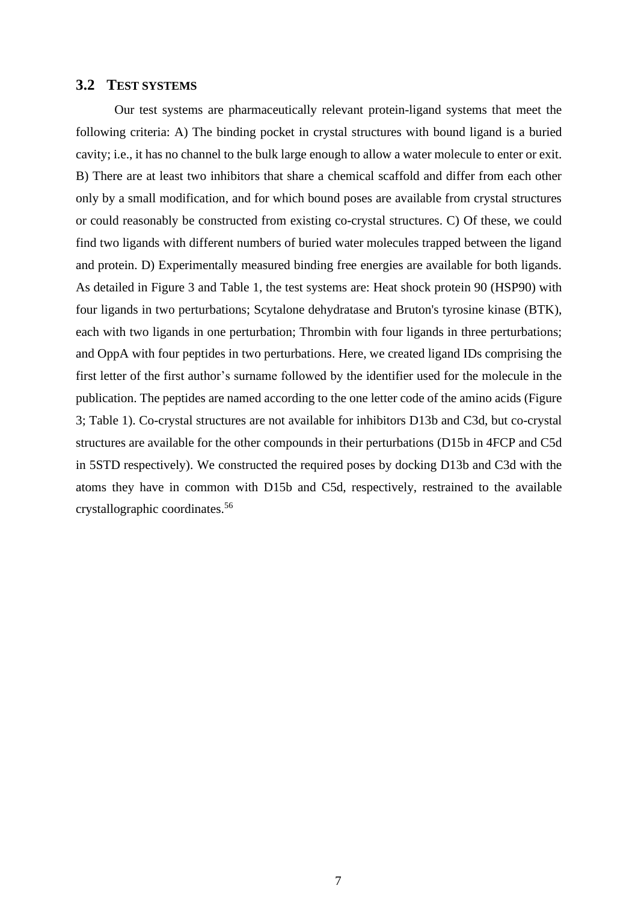### 3.2 TEST SYSTEMS

Our test systems are pharmaceutically relevant protein-ligand systems that meet the following criteria: A) The binding pocket in crystal structures with bound ligand is a buried cavity; i.e., it has no channel to the bulk large enough to allow a water molecule to enter or exit. B) There are at least two inhibitors that share a chemical scaffold and differ from each other only by a small modification, and for which bound poses are available from crystal structures or could reasonably be constructed from existing co-crystal structures. C) Of these, we could find two ligands with different numbers of buried water molecules trapped between the ligand and protein. D) Experimentally measured binding free energies are available for both ligands. As detailed in Figure 3 and Table 1, the test systems are: Heat shock protein 90 (HSP90) with four ligands in two perturbations; Scytalone dehydratase and Bruton's tyrosine kinase (BTK), each with two ligands in one perturbation; Thrombin with four ligands in three perturbations; and OppA with four peptides in two perturbations. Here, we created ligand IDs comprising the first letter of the first author's surname followed by the identifier used for the molecule in the publication. The peptides are named according to the one letter code of the amino acids (Figure 3; Table 1). Co-crystal structures are not available for inhibitors D13b and C3d, but co-crystal structures are available for the other compounds in their perturbations (D15b in 4FCP and C5d in 5STD respectively). We constructed the required poses by docking D13b and C3d with the atoms they have in common with D15b and C5d, respectively, restrained to the available crystallographic coordinates.[56]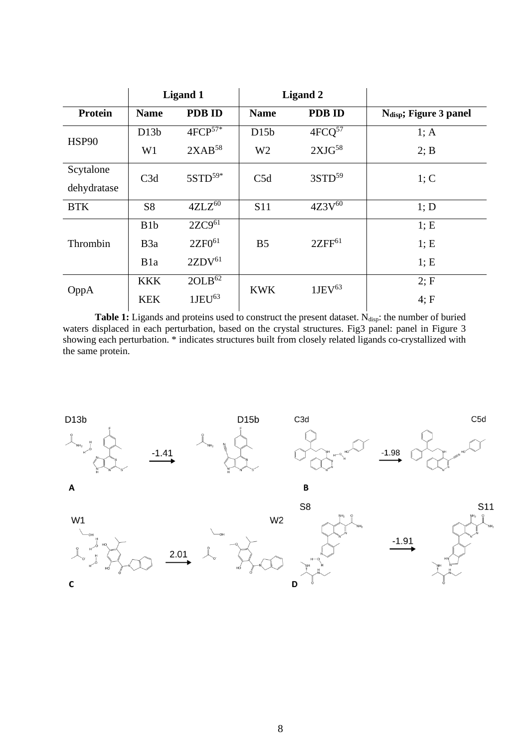| | Ligand 1 | | Ligand 2 | | |
|---|---|---|---|---|---|
| **Protein** | **Name** | **PDB ID** | **Name** | **PDB ID** | **$N_{disp}$; Figure 3 panel** |
| HSP90 | D13b | 4FCP[57*] | D15b | 4FCQ[57] | 1; A |
| | W1 | 2XAB[58] | W2 | 2XJG[58] | 2; B |
| Scytalone dehydratase | C3d | 5STD[59*] | C5d | 3STD[59] | 1; C |
| BTK | S8 | 4ZLZ[60] | S11 | 4Z3V[60] | 1; D |
| Thrombin | B1b | 2ZC9[61] | B5 | 2ZFF[61] | 1; E |
| | B3a | 2ZF0[61] | | | 1; E |
| | B1a | 2ZDV[61] | | | 1; E |
| OppA | KKK | 2OLB[62] | KWK | 1JEV[63] | 2; F |
| | KEK | 1JEU[63] | | | 4; F |

**Table 1:** Ligands and proteins used to construct the present dataset. $N_{disp}$: the number of buried waters displaced in each perturbation, based on the crystal structures. Fig3 panel: panel in Figure 3 showing each perturbation. * indicates structures built from closely related ligands co-crystallized with the same protein.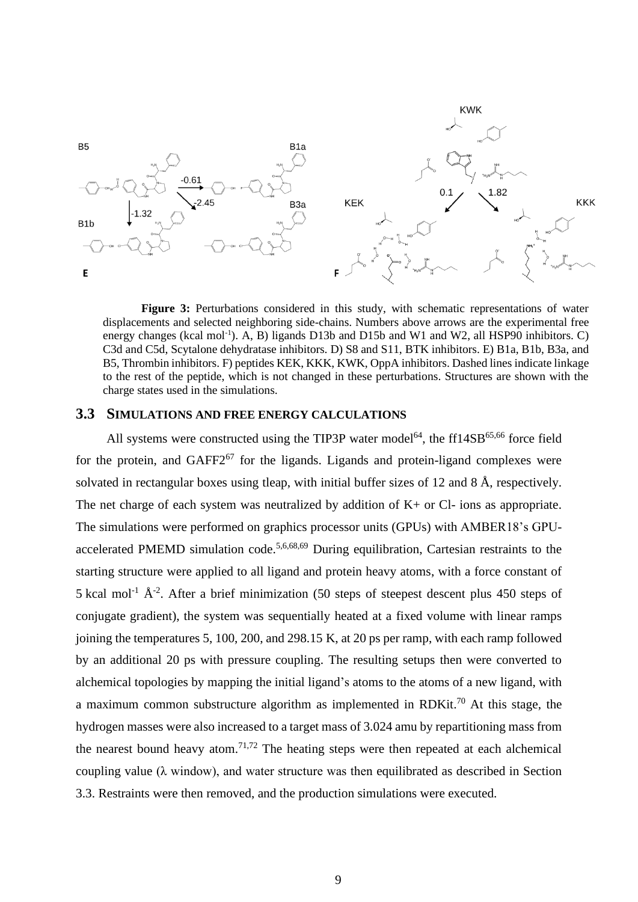**Figure 3:** Perturbations considered in this study, with schematic representations of water displacements and selected neighboring side-chains. Numbers above arrows are the experimental free energy changes (kcal mol$^{-1}$). A, B) ligands D13b and D15b and W1 and W2, all HSP90 inhibitors. C) C3d and C5d, Scytalone dehydratase inhibitors. D) S8 and S11, BTK inhibitors. E) B1a, B1b, B3a, and B5, Thrombin inhibitors. F) peptides KEK, KKK, KWK, OppA inhibitors. Dashed lines indicate linkage to the rest of the peptide, which is not changed in these perturbations. Structures are shown with the charge states used in the simulations.

## 3.3 Simulations and Free Energy Calculations

All systems were constructed using the TIP3P water model[64], the ff14SB[65,66] force field for the protein, and GAFF2[67] for the ligands. Ligands and protein-ligand complexes were solvated in rectangular boxes using tleap, with initial buffer sizes of 12 and 8 Å, respectively. The net charge of each system was neutralized by addition of K+ or Cl- ions as appropriate. The simulations were performed on graphics processor units (GPUs) with AMBER18's GPU-accelerated PMEMD simulation code.[5,6,68,69] During equilibration, Cartesian restraints to the starting structure were applied to all ligand and protein heavy atoms, with a force constant of 5 kcal mol$^{-1}$ Å$^{-2}$. After a brief minimization (50 steps of steepest descent plus 450 steps of conjugate gradient), the system was sequentially heated at a fixed volume with linear ramps joining the temperatures 5, 100, 200, and 298.15 K, at 20 ps per ramp, with each ramp followed by an additional 20 ps with pressure coupling. The resulting setups then were converted to alchemical topologies by mapping the initial ligand's atoms to the atoms of a new ligand, with a maximum common substructure algorithm as implemented in RDKit.[70] At this stage, the hydrogen masses were also increased to a target mass of 3.024 amu by repartitioning mass from the nearest bound heavy atom.[71,72] The heating steps were then repeated at each alchemical coupling value ($\lambda$ window), and water structure was then equilibrated as described in Section 3.3. Restraints were then removed, and the production simulations were executed.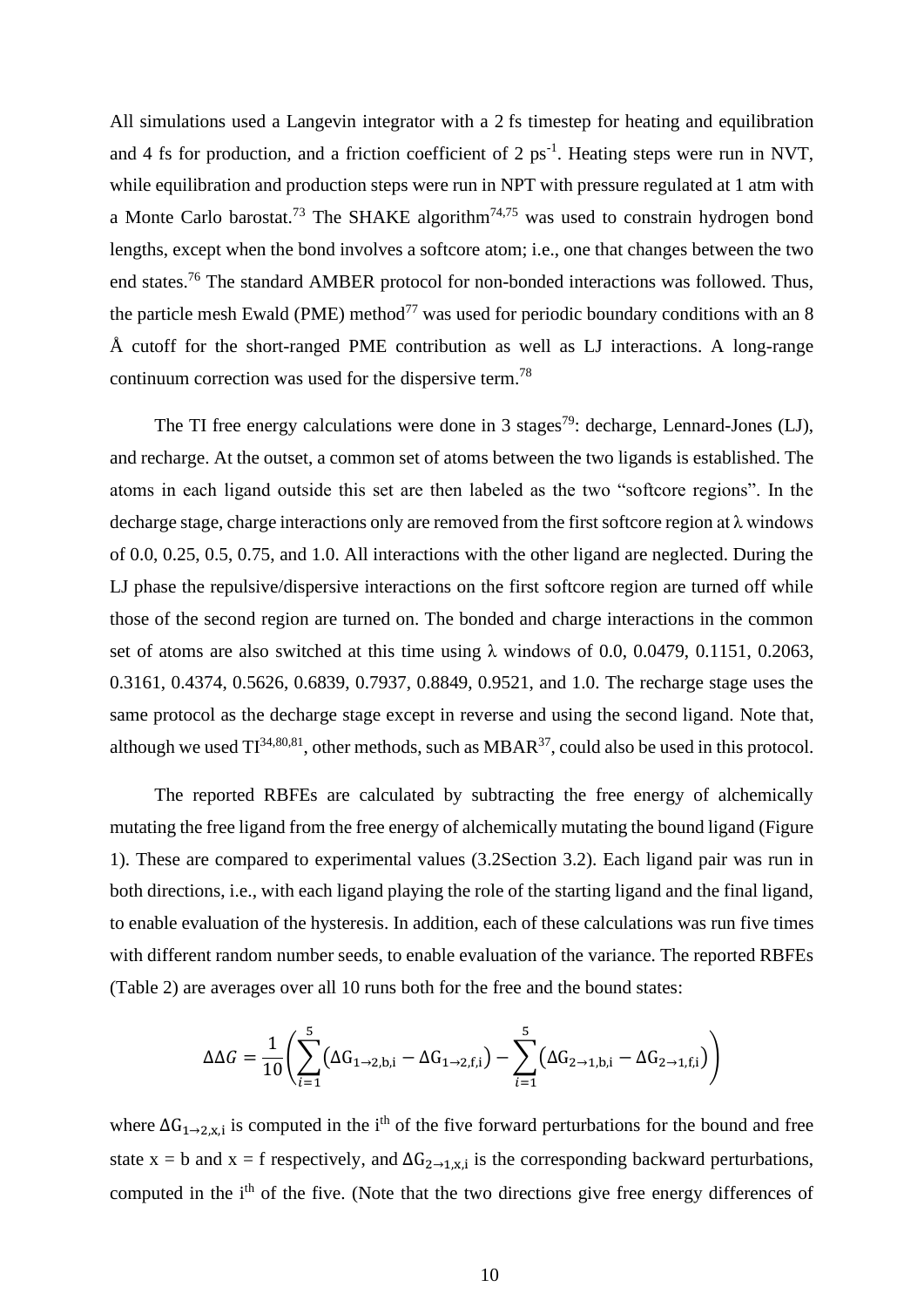All simulations used a Langevin integrator with a 2 fs timestep for heating and equilibration and 4 fs for production, and a friction coefficient of 2 $ps^{-1}$. Heating steps were run in NVT, while equilibration and production steps were run in NPT with pressure regulated at 1 atm with a Monte Carlo barostat.[73] The SHAKE algorithm[74,75] was used to constrain hydrogen bond lengths, except when the bond involves a softcore atom; i.e., one that changes between the two end states.[76] The standard AMBER protocol for non-bonded interactions was followed. Thus, the particle mesh Ewald (PME) method[77] was used for periodic boundary conditions with an 8 Å cutoff for the short-ranged PME contribution as well as LJ interactions. A long-range continuum correction was used for the dispersive term.[78]

The TI free energy calculations were done in 3 stages[79]: decharge, Lennard-Jones (LJ), and recharge. At the outset, a common set of atoms between the two ligands is established. The atoms in each ligand outside this set are then labeled as the two "softcore regions". In the decharge stage, charge interactions only are removed from the first softcore region at λ windows of 0.0, 0.25, 0.5, 0.75, and 1.0. All interactions with the other ligand are neglected. During the LJ phase the repulsive/dispersive interactions on the first softcore region are turned off while those of the second region are turned on. The bonded and charge interactions in the common set of atoms are also switched at this time using λ windows of 0.0, 0.0479, 0.1151, 0.2063, 0.3161, 0.4374, 0.5626, 0.6839, 0.7937, 0.8849, 0.9521, and 1.0. The recharge stage uses the same protocol as the decharge stage except in reverse and using the second ligand. Note that, although we used TI[34,80,81], other methods, such as MBAR[37], could also be used in this protocol.

The reported RBFEs are calculated by subtracting the free energy of alchemically mutating the free ligand from the free energy of alchemically mutating the bound ligand (Figure 1). These are compared to experimental values (3.2Section 3.2). Each ligand pair was run in both directions, i.e., with each ligand playing the role of the starting ligand and the final ligand, to enable evaluation of the hysteresis. In addition, each of these calculations was run five times with different random number seeds, to enable evaluation of the variance. The reported RBFEs (Table 2) are averages over all 10 runs both for the free and the bound states:

$$\Delta\Delta G = \frac{1}{10}\left(\sum_{i=1}^{5}\left(\Delta G_{1\to 2,\mathrm{b,i}} - \Delta G_{1\to 2,\mathrm{f,i}}\right) - \sum_{i=1}^{5}\left(\Delta G_{2\to 1,\mathrm{b,i}} - \Delta G_{2\to 1,\mathrm{f,i}}\right)\right)$$

where $\Delta G_{1\to 2,\mathrm{x,i}}$ is computed in the $i^{th}$ of the five forward perturbations for the bound and free state x = b and x = f respectively, and $\Delta G_{2\to 1,\mathrm{x,i}}$ is the corresponding backward perturbations, computed in the $i^{th}$ of the five. (Note that the two directions give free energy differences of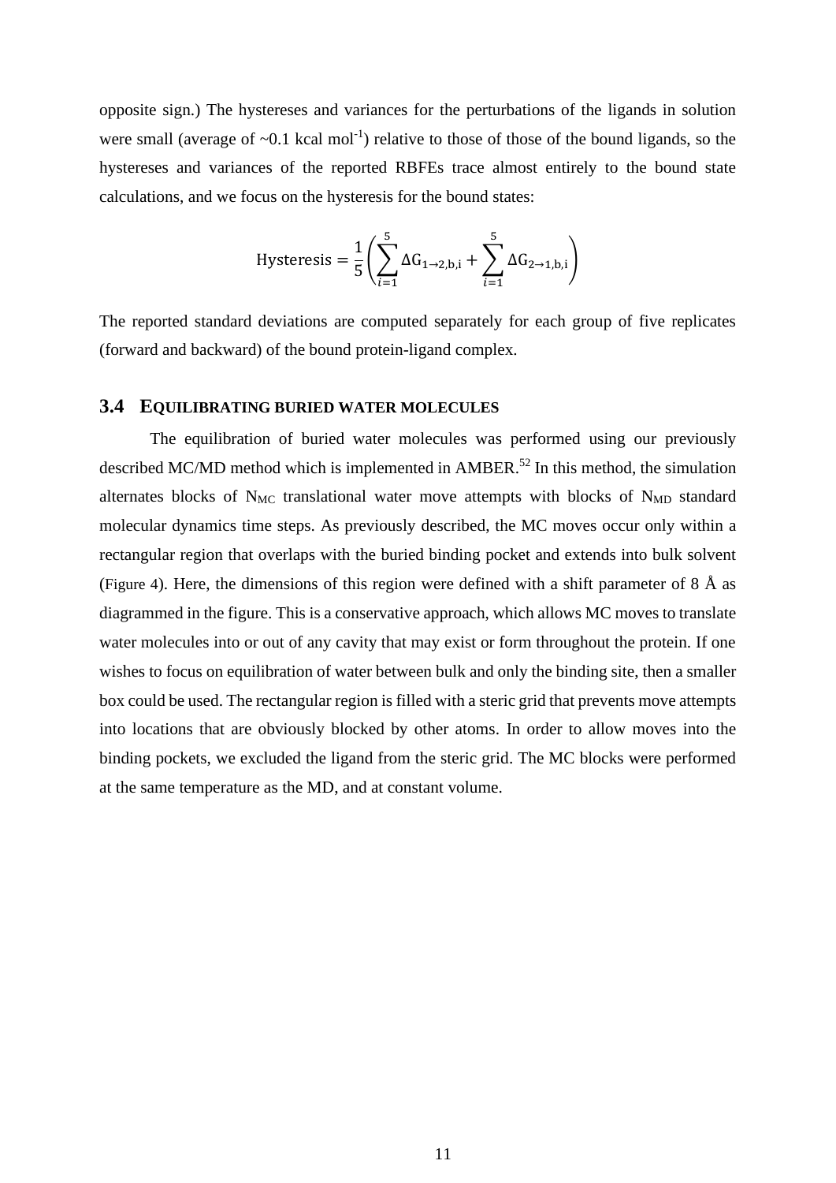opposite sign.) The hystereses and variances for the perturbations of the ligands in solution were small (average of ~0.1 kcal mol$^{-1}$) relative to those of those of the bound ligands, so the hystereses and variances of the reported RBFEs trace almost entirely to the bound state calculations, and we focus on the hysteresis for the bound states:

$$\text{Hysteresis} = \frac{1}{5}\left(\sum_{i=1}^{5} \Delta G_{1\rightarrow 2,\mathrm{b},\mathrm{i}} + \sum_{i=1}^{5} \Delta G_{2\rightarrow 1,\mathrm{b},\mathrm{i}}\right)$$

The reported standard deviations are computed separately for each group of five replicates (forward and backward) of the bound protein-ligand complex.

### 3.4 EQUILIBRATING BURIED WATER MOLECULES

The equilibration of buried water molecules was performed using our previously described MC/MD method which is implemented in AMBER.[52] In this method, the simulation alternates blocks of $N_{MC}$ translational water move attempts with blocks of $N_{MD}$ standard molecular dynamics time steps. As previously described, the MC moves occur only within a rectangular region that overlaps with the buried binding pocket and extends into bulk solvent (Figure 4). Here, the dimensions of this region were defined with a shift parameter of 8 Å as diagrammed in the figure. This is a conservative approach, which allows MC moves to translate water molecules into or out of any cavity that may exist or form throughout the protein. If one wishes to focus on equilibration of water between bulk and only the binding site, then a smaller box could be used. The rectangular region is filled with a steric grid that prevents move attempts into locations that are obviously blocked by other atoms. In order to allow moves into the binding pockets, we excluded the ligand from the steric grid. The MC blocks were performed at the same temperature as the MD, and at constant volume.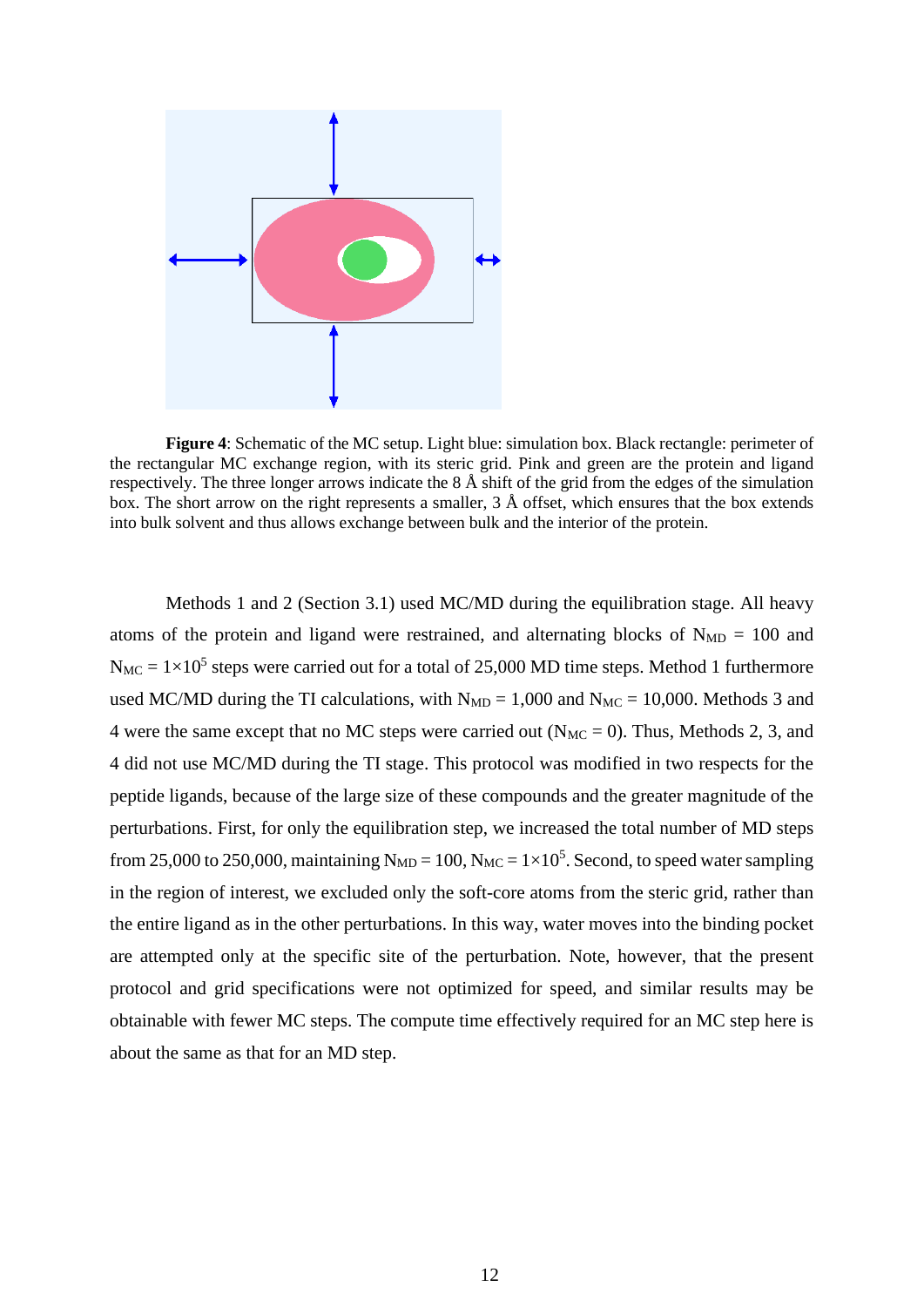**Figure 4**: Schematic of the MC setup. Light blue: simulation box. Black rectangle: perimeter of the rectangular MC exchange region, with its steric grid. Pink and green are the protein and ligand respectively. The three longer arrows indicate the 8 Å shift of the grid from the edges of the simulation box. The short arrow on the right represents a smaller, 3 Å offset, which ensures that the box extends into bulk solvent and thus allows exchange between bulk and the interior of the protein.

Methods 1 and 2 (Section 3.1) used MC/MD during the equilibration stage. All heavy atoms of the protein and ligand were restrained, and alternating blocks of $N_{MD}$ = 100 and $N_{MC}$ = $1 \times 10^5$ steps were carried out for a total of 25,000 MD time steps. Method 1 furthermore used MC/MD during the TI calculations, with $N_{MD}$ = 1,000 and $N_{MC}$ = 10,000. Methods 3 and 4 were the same except that no MC steps were carried out ($N_{MC}$ = 0). Thus, Methods 2, 3, and 4 did not use MC/MD during the TI stage. This protocol was modified in two respects for the peptide ligands, because of the large size of these compounds and the greater magnitude of the perturbations. First, for only the equilibration step, we increased the total number of MD steps from 25,000 to 250,000, maintaining $N_{MD}$ = 100, $N_{MC}$ = $1 \times 10^5$. Second, to speed water sampling in the region of interest, we excluded only the soft-core atoms from the steric grid, rather than the entire ligand as in the other perturbations. In this way, water moves into the binding pocket are attempted only at the specific site of the perturbation. Note, however, that the present protocol and grid specifications were not optimized for speed, and similar results may be obtainable with fewer MC steps. The compute time effectively required for an MC step here is about the same as that for an MD step.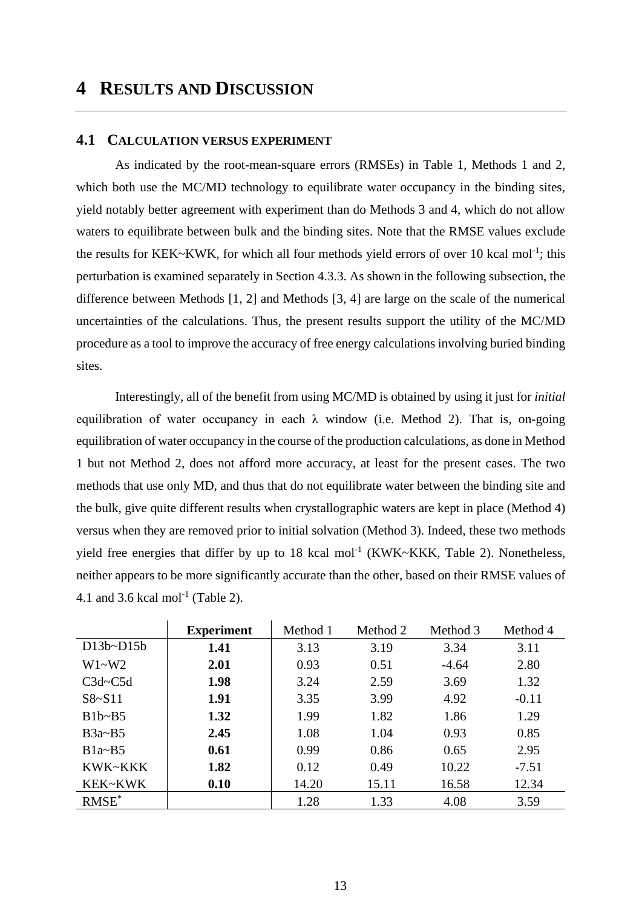# 4 RESULTS AND DISCUSSION

## 4.1 CALCULATION VERSUS EXPERIMENT

As indicated by the root-mean-square errors (RMSEs) in Table 1, Methods 1 and 2, which both use the MC/MD technology to equilibrate water occupancy in the binding sites, yield notably better agreement with experiment than do Methods 3 and 4, which do not allow waters to equilibrate between bulk and the binding sites. Note that the RMSE values exclude the results for KEK~KWK, for which all four methods yield errors of over 10 kcal mol$^{-1}$; this perturbation is examined separately in Section 4.3.3. As shown in the following subsection, the difference between Methods [1, 2] and Methods [3, 4] are large on the scale of the numerical uncertainties of the calculations. Thus, the present results support the utility of the MC/MD procedure as a tool to improve the accuracy of free energy calculations involving buried binding sites.

Interestingly, all of the benefit from using MC/MD is obtained by using it just for *initial* equilibration of water occupancy in each λ window (i.e. Method 2). That is, on-going equilibration of water occupancy in the course of the production calculations, as done in Method 1 but not Method 2, does not afford more accuracy, at least for the present cases. The two methods that use only MD, and thus that do not equilibrate water between the binding site and the bulk, give quite different results when crystallographic waters are kept in place (Method 4) versus when they are removed prior to initial solvation (Method 3). Indeed, these two methods yield free energies that differ by up to 18 kcal mol$^{-1}$ (KWK~KKK, Table 2). Nonetheless, neither appears to be more significantly accurate than the other, based on their RMSE values of 4.1 and 3.6 kcal mol$^{-1}$ (Table 2).

| | **Experiment** | Method 1 | Method 2 | Method 3 | Method 4 |
|---|---|---|---|---|---|
| D13b~D15b | **1.41** | 3.13 | 3.19 | 3.34 | 3.11 |
| W1~W2 | **2.01** | 0.93 | 0.51 | -4.64 | 2.80 |
| C3d~C5d | **1.98** | 3.24 | 2.59 | 3.69 | 1.32 |
| S8~S11 | **1.91** | 3.35 | 3.99 | 4.92 | -0.11 |
| B1b~B5 | **1.32** | 1.99 | 1.82 | 1.86 | 1.29 |
| B3a~B5 | **2.45** | 1.08 | 1.04 | 0.93 | 0.85 |
| B1a~B5 | **0.61** | 0.99 | 0.86 | 0.65 | 2.95 |
| KWK~KKK | **1.82** | 0.12 | 0.49 | 10.22 | -7.51 |
| KEK~KWK | **0.10** | 14.20 | 15.11 | 16.58 | 12.34 |
| RMSE* | | 1.28 | 1.33 | 4.08 | 3.59 |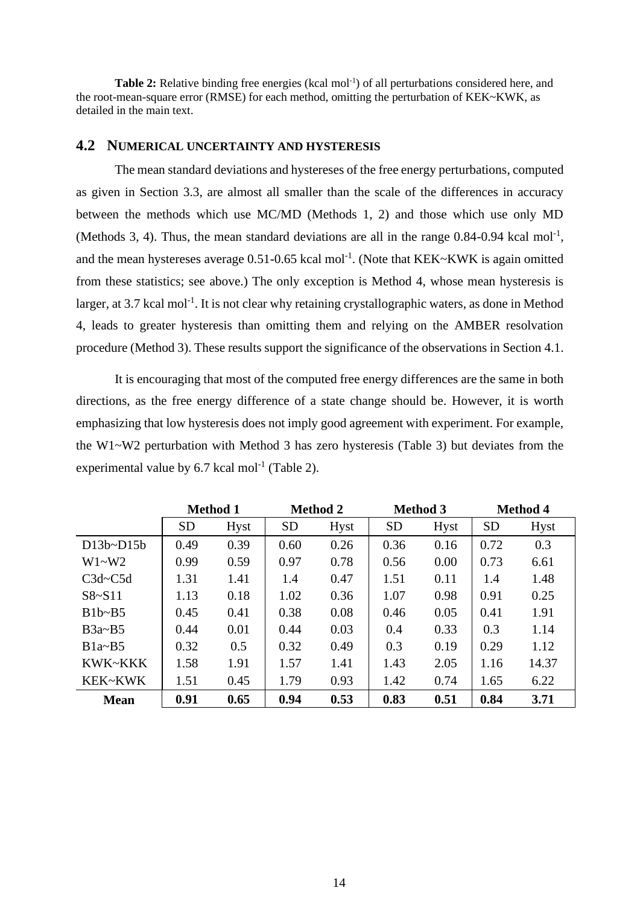**Table 2:** Relative binding free energies (kcal mol$^{-1}$) of all perturbations considered here, and the root-mean-square error (RMSE) for each method, omitting the perturbation of KEK~KWK, as detailed in the main text.

## 4.2 NUMERICAL UNCERTAINTY AND HYSTERESIS

The mean standard deviations and hystereses of the free energy perturbations, computed as given in Section 3.3, are almost all smaller than the scale of the differences in accuracy between the methods which use MC/MD (Methods 1, 2) and those which use only MD (Methods 3, 4). Thus, the mean standard deviations are all in the range 0.84-0.94 kcal mol$^{-1}$, and the mean hystereses average 0.51-0.65 kcal mol$^{-1}$. (Note that KEK~KWK is again omitted from these statistics; see above.) The only exception is Method 4, whose mean hysteresis is larger, at 3.7 kcal mol$^{-1}$. It is not clear why retaining crystallographic waters, as done in Method 4, leads to greater hysteresis than omitting them and relying on the AMBER resolvation procedure (Method 3). These results support the significance of the observations in Section 4.1.

It is encouraging that most of the computed free energy differences are the same in both directions, as the free energy difference of a state change should be. However, it is worth emphasizing that low hysteresis does not imply good agreement with experiment. For example, the W1~W2 perturbation with Method 3 has zero hysteresis (Table 3) but deviates from the experimental value by 6.7 kcal mol$^{-1}$ (Table 2).

| | Method 1 | | Method 2 | | Method 3 | | Method 4 | |
|---|---|---|---|---|---|---|---|---|
| | SD | Hyst | SD | Hyst | SD | Hyst | SD | Hyst |
| D13b~D15b | 0.49 | 0.39 | 0.60 | 0.26 | 0.36 | 0.16 | 0.72 | 0.3 |
| W1~W2 | 0.99 | 0.59 | 0.97 | 0.78 | 0.56 | 0.00 | 0.73 | 6.61 |
| C3d~C5d | 1.31 | 1.41 | 1.4 | 0.47 | 1.51 | 0.11 | 1.4 | 1.48 |
| S8~S11 | 1.13 | 0.18 | 1.02 | 0.36 | 1.07 | 0.98 | 0.91 | 0.25 |
| B1b~B5 | 0.45 | 0.41 | 0.38 | 0.08 | 0.46 | 0.05 | 0.41 | 1.91 |
| B3a~B5 | 0.44 | 0.01 | 0.44 | 0.03 | 0.4 | 0.33 | 0.3 | 1.14 |
| B1a~B5 | 0.32 | 0.5 | 0.32 | 0.49 | 0.3 | 0.19 | 0.29 | 1.12 |
| KWK~KKK | 1.58 | 1.91 | 1.57 | 1.41 | 1.43 | 2.05 | 1.16 | 14.37 |
| KEK~KWK | 1.51 | 0.45 | 1.79 | 0.93 | 1.42 | 0.74 | 1.65 | 6.22 |
| **Mean** | **0.91** | **0.65** | **0.94** | **0.53** | **0.83** | **0.51** | **0.84** | **3.71** |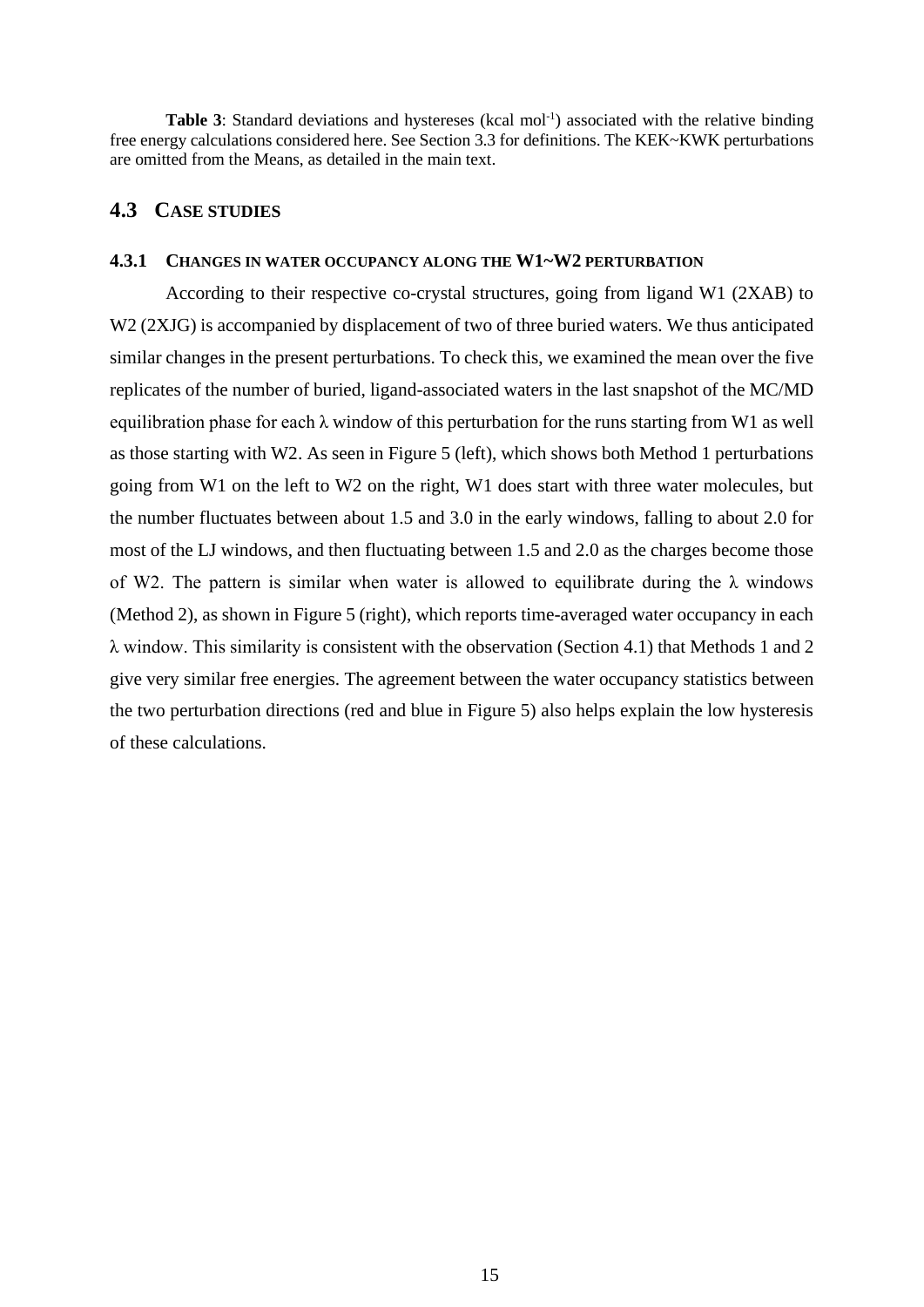**Table 3**: Standard deviations and hystereses (kcal mol$^{-1}$) associated with the relative binding free energy calculations considered here. See Section 3.3 for definitions. The KEK~KWK perturbations are omitted from the Means, as detailed in the main text.

## 4.3 CASE STUDIES

### 4.3.1 CHANGES IN WATER OCCUPANCY ALONG THE W1~W2 PERTURBATION

According to their respective co-crystal structures, going from ligand W1 (2XAB) to W2 (2XJG) is accompanied by displacement of two of three buried waters. We thus anticipated similar changes in the present perturbations. To check this, we examined the mean over the five replicates of the number of buried, ligand-associated waters in the last snapshot of the MC/MD equilibration phase for each $\lambda$ window of this perturbation for the runs starting from W1 as well as those starting with W2. As seen in Figure 5 (left), which shows both Method 1 perturbations going from W1 on the left to W2 on the right, W1 does start with three water molecules, but the number fluctuates between about 1.5 and 3.0 in the early windows, falling to about 2.0 for most of the LJ windows, and then fluctuating between 1.5 and 2.0 as the charges become those of W2. The pattern is similar when water is allowed to equilibrate during the $\lambda$ windows (Method 2), as shown in Figure 5 (right), which reports time-averaged water occupancy in each $\lambda$ window. This similarity is consistent with the observation (Section 4.1) that Methods 1 and 2 give very similar free energies. The agreement between the water occupancy statistics between the two perturbation directions (red and blue in Figure 5) also helps explain the low hysteresis of these calculations.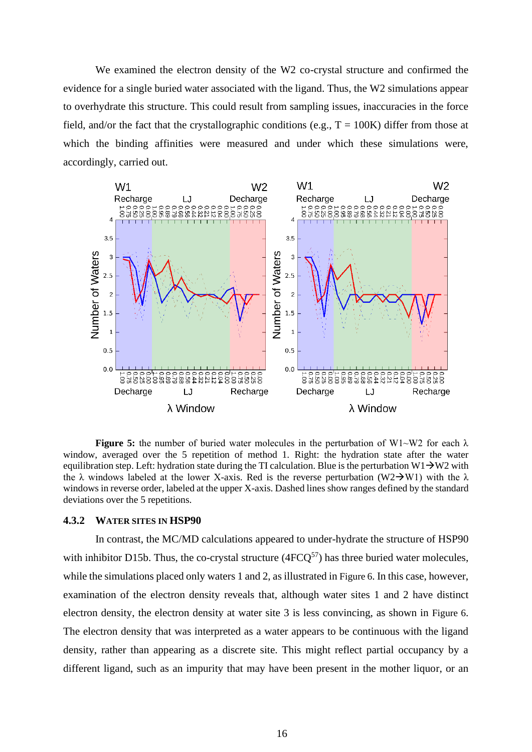We examined the electron density of the W2 co-crystal structure and confirmed the evidence for a single buried water associated with the ligand. Thus, the W2 simulations appear to overhydrate this structure. This could result from sampling issues, inaccuracies in the force field, and/or the fact that the crystallographic conditions (e.g., T = 100K) differ from those at which the binding affinities were measured and under which these simulations were, accordingly, carried out.

**Figure 5:** the number of buried water molecules in the perturbation of W1~W2 for each λ window, averaged over the 5 repetition of method 1. Right: the hydration state after the water equilibration step. Left: hydration state during the TI calculation. Blue is the perturbation W1→W2 with the λ windows labeled at the lower X-axis. Red is the reverse perturbation (W2→W1) with the λ windows in reverse order, labeled at the upper X-axis. Dashed lines show ranges defined by the standard deviations over the 5 repetitions.

### 4.3.2 Water sites in HSP90

In contrast, the MC/MD calculations appeared to under-hydrate the structure of HSP90 with inhibitor D15b. Thus, the co-crystal structure (4FCQ[57]) has three buried water molecules, while the simulations placed only waters 1 and 2, as illustrated in Figure 6. In this case, however, examination of the electron density reveals that, although water sites 1 and 2 have distinct electron density, the electron density at water site 3 is less convincing, as shown in Figure 6. The electron density that was interpreted as a water appears to be continuous with the ligand density, rather than appearing as a discrete site. This might reflect partial occupancy by a different ligand, such as an impurity that may have been present in the mother liquor, or an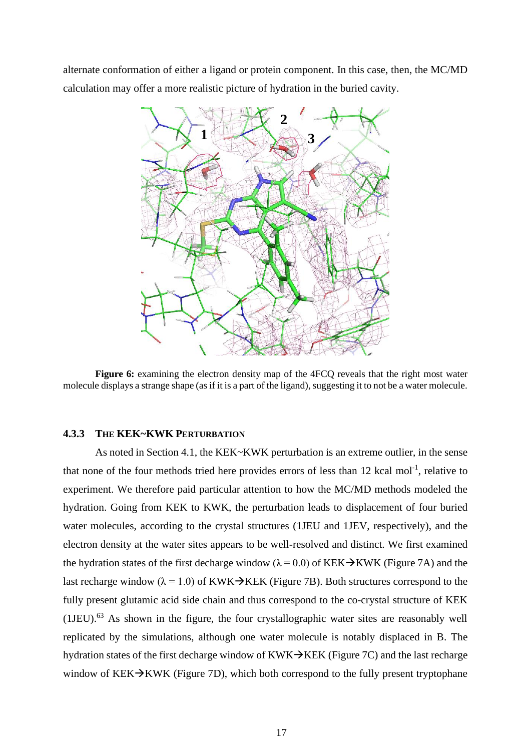alternate conformation of either a ligand or protein component. In this case, then, the MC/MD calculation may offer a more realistic picture of hydration in the buried cavity.

**Figure 6:** examining the electron density map of the 4FCQ reveals that the right most water molecule displays a strange shape (as if it is a part of the ligand), suggesting it to not be a water molecule.

### 4.3.3 The KEK~KWK Perturbation

As noted in Section 4.1, the KEK~KWK perturbation is an extreme outlier, in the sense that none of the four methods tried here provides errors of less than 12 kcal $mol^{-1}$, relative to experiment. We therefore paid particular attention to how the MC/MD methods modeled the hydration. Going from KEK to KWK, the perturbation leads to displacement of four buried water molecules, according to the crystal structures (1JEU and 1JEV, respectively), and the electron density at the water sites appears to be well-resolved and distinct. We first examined the hydration states of the first decharge window ($\lambda = 0.0$) of KEK→KWK (Figure 7A) and the last recharge window ($\lambda = 1.0$) of KWK→KEK (Figure 7B). Both structures correspond to the fully present glutamic acid side chain and thus correspond to the co-crystal structure of KEK (1JEU).[63] As shown in the figure, the four crystallographic water sites are reasonably well replicated by the simulations, although one water molecule is notably displaced in B. The hydration states of the first decharge window of KWK→KEK (Figure 7C) and the last recharge window of KEK→KWK (Figure 7D), which both correspond to the fully present tryptophane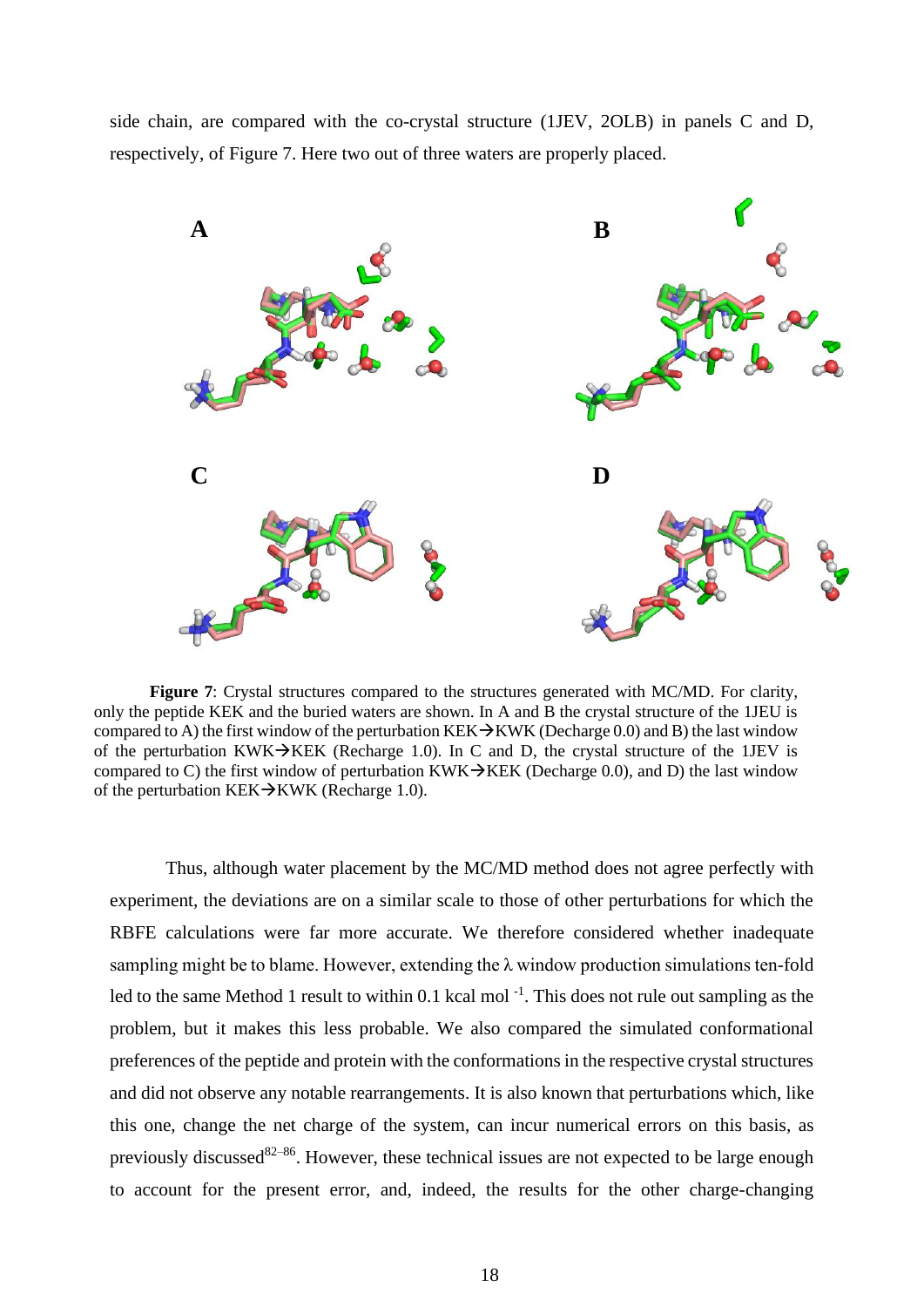side chain, are compared with the co-crystal structure (1JEV, 2OLB) in panels C and D, respectively, of Figure 7. Here two out of three waters are properly placed.

**Figure 7**: Crystal structures compared to the structures generated with MC/MD. For clarity, only the peptide KEK and the buried waters are shown. In A and B the crystal structure of the 1JEU is compared to A) the first window of the perturbation KEK→KWK (Decharge 0.0) and B) the last window of the perturbation KWK→KEK (Recharge 1.0). In C and D, the crystal structure of the 1JEV is compared to C) the first window of perturbation KWK→KEK (Decharge 0.0), and D) the last window of the perturbation KEK→KWK (Recharge 1.0).

Thus, although water placement by the MC/MD method does not agree perfectly with experiment, the deviations are on a similar scale to those of other perturbations for which the RBFE calculations were far more accurate. We therefore considered whether inadequate sampling might be to blame. However, extending the λ window production simulations ten-fold led to the same Method 1 result to within 0.1 kcal mol $^{-1}$. This does not rule out sampling as the problem, but it makes this less probable. We also compared the simulated conformational preferences of the peptide and protein with the conformations in the respective crystal structures and did not observe any notable rearrangements. It is also known that perturbations which, like this one, change the net charge of the system, can incur numerical errors on this basis, as previously discussed[82–86]. However, these technical issues are not expected to be large enough to account for the present error, and, indeed, the results for the other charge-changing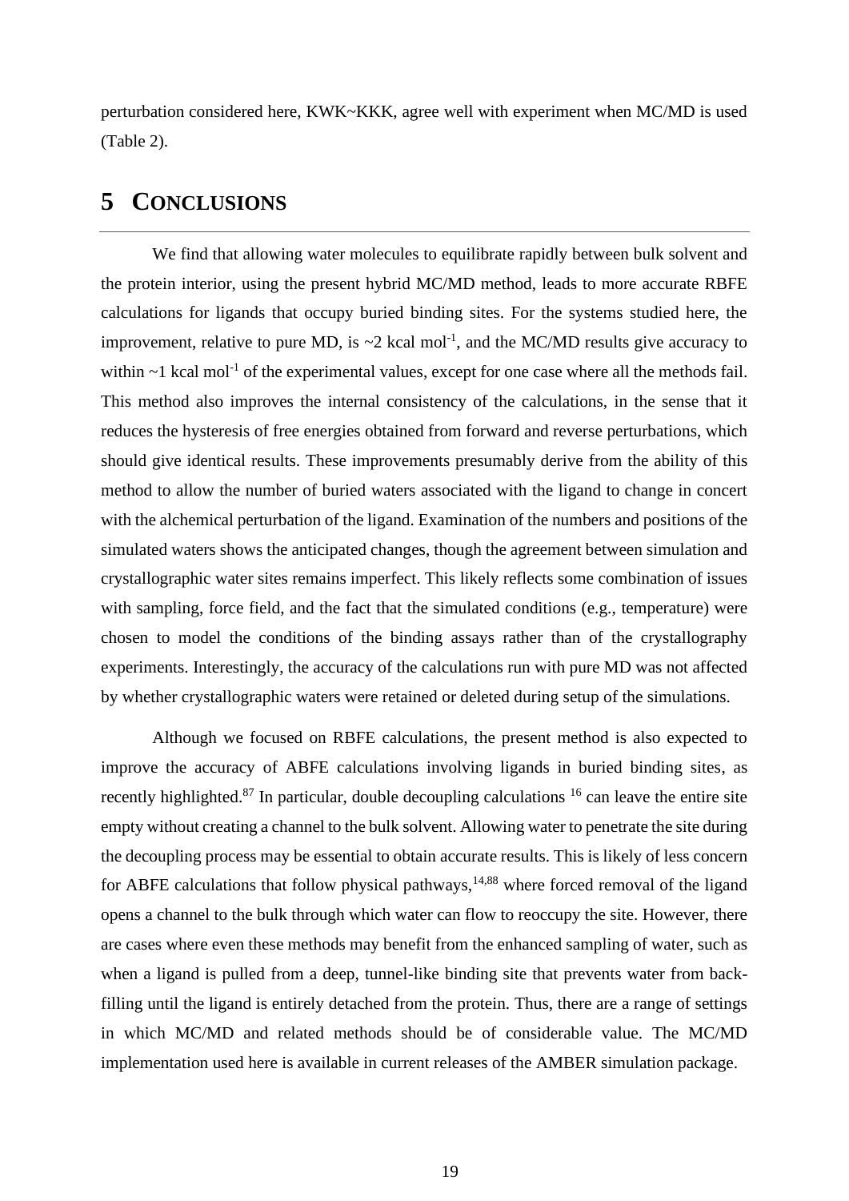perturbation considered here, KWK~KKK, agree well with experiment when MC/MD is used (Table 2).

## 5 CONCLUSIONS

We find that allowing water molecules to equilibrate rapidly between bulk solvent and the protein interior, using the present hybrid MC/MD method, leads to more accurate RBFE calculations for ligands that occupy buried binding sites. For the systems studied here, the improvement, relative to pure MD, is ~2 kcal mol$^{-1}$, and the MC/MD results give accuracy to within ~1 kcal mol$^{-1}$ of the experimental values, except for one case where all the methods fail. This method also improves the internal consistency of the calculations, in the sense that it reduces the hysteresis of free energies obtained from forward and reverse perturbations, which should give identical results. These improvements presumably derive from the ability of this method to allow the number of buried waters associated with the ligand to change in concert with the alchemical perturbation of the ligand. Examination of the numbers and positions of the simulated waters shows the anticipated changes, though the agreement between simulation and crystallographic water sites remains imperfect. This likely reflects some combination of issues with sampling, force field, and the fact that the simulated conditions (e.g., temperature) were chosen to model the conditions of the binding assays rather than of the crystallography experiments. Interestingly, the accuracy of the calculations run with pure MD was not affected by whether crystallographic waters were retained or deleted during setup of the simulations.

Although we focused on RBFE calculations, the present method is also expected to improve the accuracy of ABFE calculations involving ligands in buried binding sites, as recently highlighted.[87] In particular, double decoupling calculations [16] can leave the entire site empty without creating a channel to the bulk solvent. Allowing water to penetrate the site during the decoupling process may be essential to obtain accurate results. This is likely of less concern for ABFE calculations that follow physical pathways,[14,88] where forced removal of the ligand opens a channel to the bulk through which water can flow to reoccupy the site. However, there are cases where even these methods may benefit from the enhanced sampling of water, such as when a ligand is pulled from a deep, tunnel-like binding site that prevents water from back-filling until the ligand is entirely detached from the protein. Thus, there are a range of settings in which MC/MD and related methods should be of considerable value. The MC/MD implementation used here is available in current releases of the AMBER simulation package.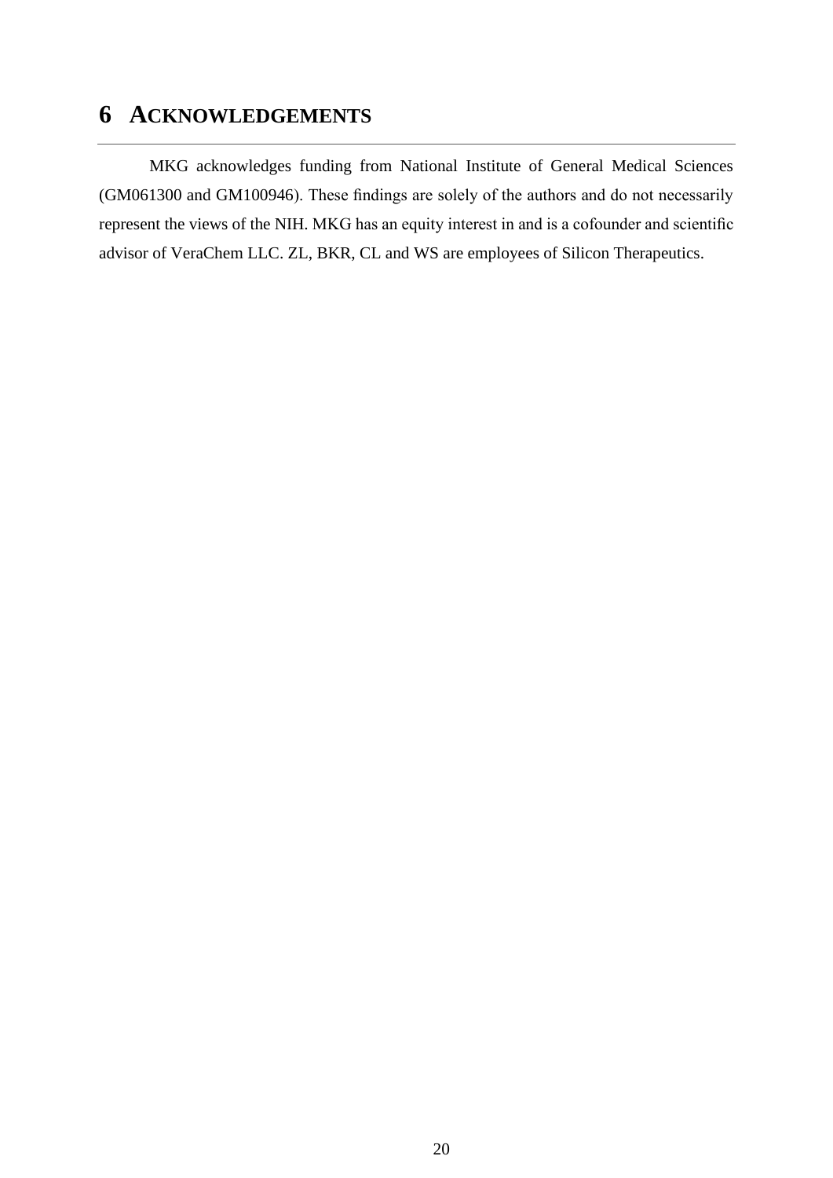# 6 ACKNOWLEDGEMENTS

MKG acknowledges funding from National Institute of General Medical Sciences (GM061300 and GM100946). These findings are solely of the authors and do not necessarily represent the views of the NIH. MKG has an equity interest in and is a cofounder and scientific advisor of VeraChem LLC. ZL, BKR, CL and WS are employees of Silicon Therapeutics.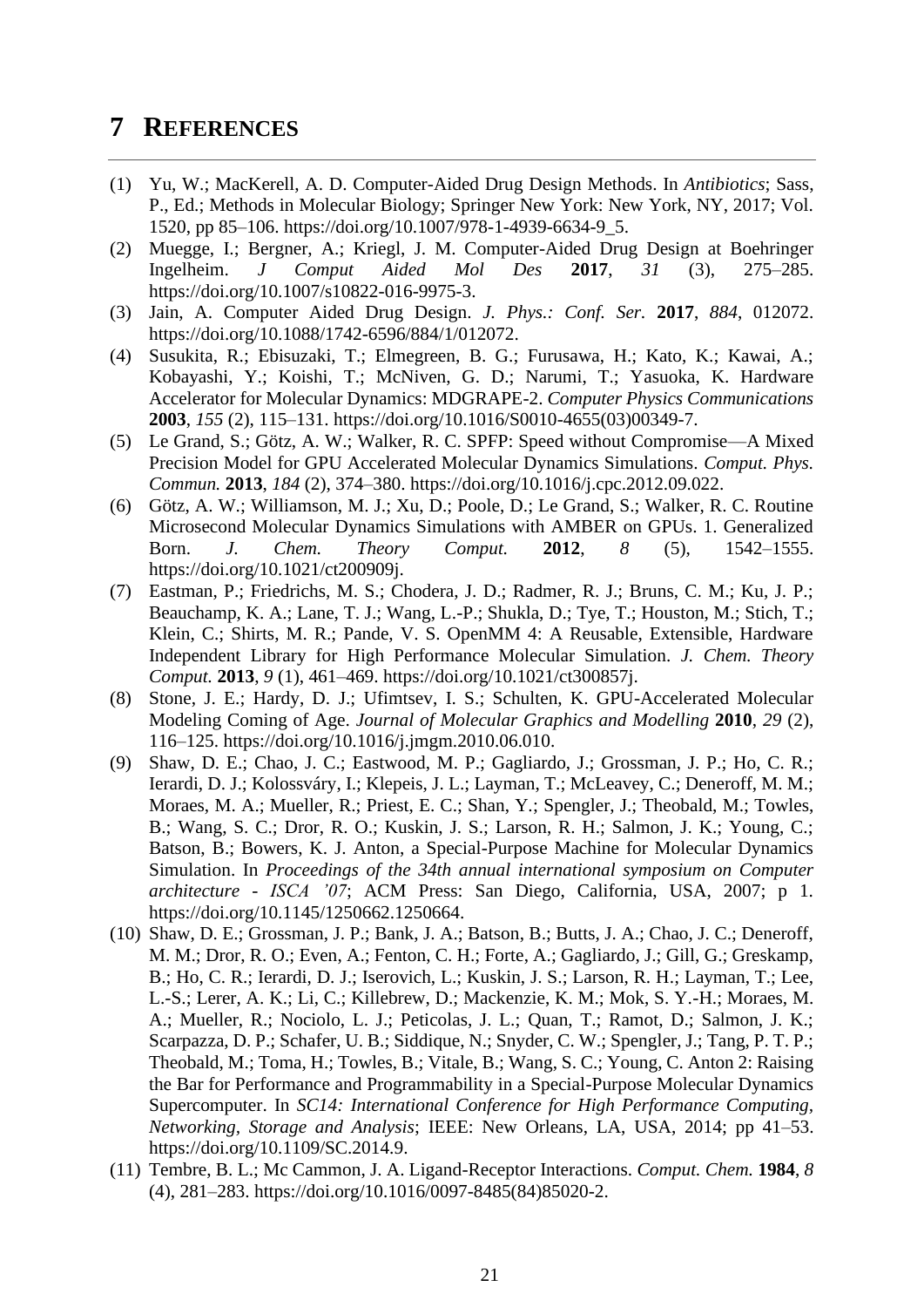# 7 REFERENCES

(1) Yu, W.; MacKerell, A. D. Computer-Aided Drug Design Methods. In *Antibiotics*; Sass, P., Ed.; Methods in Molecular Biology; Springer New York: New York, NY, 2017; Vol. 1520, pp 85–106. https://doi.org/10.1007/978-1-4939-6634-9_5.

(2) Muegge, I.; Bergner, A.; Kriegl, J. M. Computer-Aided Drug Design at Boehringer Ingelheim. *J Comput Aided Mol Des* **2017**, *31* (3), 275–285. https://doi.org/10.1007/s10822-016-9975-3.

(3) Jain, A. Computer Aided Drug Design. *J. Phys.: Conf. Ser.* **2017**, *884*, 012072. https://doi.org/10.1088/1742-6596/884/1/012072.

(4) Susukita, R.; Ebisuzaki, T.; Elmegreen, B. G.; Furusawa, H.; Kato, K.; Kawai, A.; Kobayashi, Y.; Koishi, T.; McNiven, G. D.; Narumi, T.; Yasuoka, K. Hardware Accelerator for Molecular Dynamics: MDGRAPE-2. *Computer Physics Communications* **2003**, *155* (2), 115–131. https://doi.org/10.1016/S0010-4655(03)00349-7.

(5) Le Grand, S.; Götz, A. W.; Walker, R. C. SPFP: Speed without Compromise—A Mixed Precision Model for GPU Accelerated Molecular Dynamics Simulations. *Comput. Phys. Commun.* **2013**, *184* (2), 374–380. https://doi.org/10.1016/j.cpc.2012.09.022.

(6) Götz, A. W.; Williamson, M. J.; Xu, D.; Poole, D.; Le Grand, S.; Walker, R. C. Routine Microsecond Molecular Dynamics Simulations with AMBER on GPUs. 1. Generalized Born. *J. Chem. Theory Comput.* **2012**, *8* (5), 1542–1555. https://doi.org/10.1021/ct200909j.

(7) Eastman, P.; Friedrichs, M. S.; Chodera, J. D.; Radmer, R. J.; Bruns, C. M.; Ku, J. P.; Beauchamp, K. A.; Lane, T. J.; Wang, L.-P.; Shukla, D.; Tye, T.; Houston, M.; Stich, T.; Klein, C.; Shirts, M. R.; Pande, V. S. OpenMM 4: A Reusable, Extensible, Hardware Independent Library for High Performance Molecular Simulation. *J. Chem. Theory Comput.* **2013**, *9* (1), 461–469. https://doi.org/10.1021/ct300857j.

(8) Stone, J. E.; Hardy, D. J.; Ufimtsev, I. S.; Schulten, K. GPU-Accelerated Molecular Modeling Coming of Age. *Journal of Molecular Graphics and Modelling* **2010**, *29* (2), 116–125. https://doi.org/10.1016/j.jmgm.2010.06.010.

(9) Shaw, D. E.; Chao, J. C.; Eastwood, M. P.; Gagliardo, J.; Grossman, J. P.; Ho, C. R.; Ierardi, D. J.; Kolossváry, I.; Klepeis, J. L.; Layman, T.; McLeavey, C.; Deneroff, M. M.; Moraes, M. A.; Mueller, R.; Priest, E. C.; Shan, Y.; Spengler, J.; Theobald, M.; Towles, B.; Wang, S. C.; Dror, R. O.; Kuskin, J. S.; Larson, R. H.; Salmon, J. K.; Young, C.; Batson, B.; Bowers, K. J. Anton, a Special-Purpose Machine for Molecular Dynamics Simulation. In *Proceedings of the 34th annual international symposium on Computer architecture - ISCA '07*; ACM Press: San Diego, California, USA, 2007; p 1. https://doi.org/10.1145/1250662.1250664.

(10) Shaw, D. E.; Grossman, J. P.; Bank, J. A.; Batson, B.; Butts, J. A.; Chao, J. C.; Deneroff, M. M.; Dror, R. O.; Even, A.; Fenton, C. H.; Forte, A.; Gagliardo, J.; Gill, G.; Greskamp, B.; Ho, C. R.; Ierardi, D. J.; Iserovich, L.; Kuskin, J. S.; Larson, R. H.; Layman, T.; Lee, L.-S.; Lerer, A. K.; Li, C.; Killebrew, D.; Mackenzie, K. M.; Mok, S. Y.-H.; Moraes, M. A.; Mueller, R.; Nociolo, L. J.; Peticolas, J. L.; Quan, T.; Ramot, D.; Salmon, J. K.; Scarpazza, D. P.; Schafer, U. B.; Siddique, N.; Snyder, C. W.; Spengler, J.; Tang, P. T. P.; Theobald, M.; Toma, H.; Towles, B.; Vitale, B.; Wang, S. C.; Young, C. Anton 2: Raising the Bar for Performance and Programmability in a Special-Purpose Molecular Dynamics Supercomputer. In *SC14: International Conference for High Performance Computing, Networking, Storage and Analysis*; IEEE: New Orleans, LA, USA, 2014; pp 41–53. https://doi.org/10.1109/SC.2014.9.

(11) Tembre, B. L.; Mc Cammon, J. A. Ligand-Receptor Interactions. *Comput. Chem.* **1984**, *8* (4), 281–283. https://doi.org/10.1016/0097-8485(84)85020-2.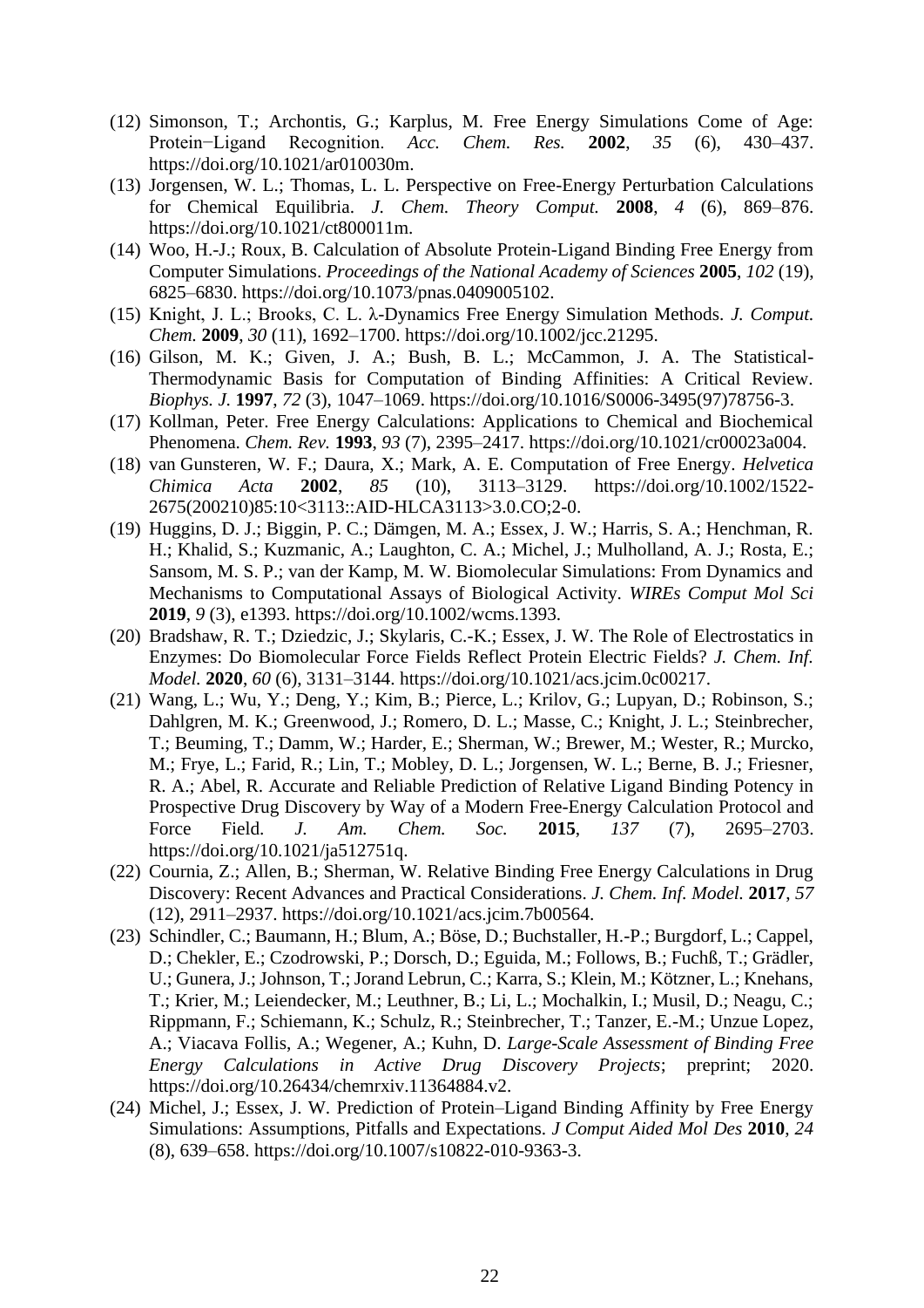(12) Simonson, T.; Archontis, G.; Karplus, M. Free Energy Simulations Come of Age: Protein−Ligand Recognition. *Acc. Chem. Res.* **2002**, *35* (6), 430–437. https://doi.org/10.1021/ar010030m.

(13) Jorgensen, W. L.; Thomas, L. L. Perspective on Free-Energy Perturbation Calculations for Chemical Equilibria. *J. Chem. Theory Comput.* **2008**, *4* (6), 869–876. https://doi.org/10.1021/ct800011m.

(14) Woo, H.-J.; Roux, B. Calculation of Absolute Protein-Ligand Binding Free Energy from Computer Simulations. *Proceedings of the National Academy of Sciences* **2005**, *102* (19), 6825–6830. https://doi.org/10.1073/pnas.0409005102.

(15) Knight, J. L.; Brooks, C. L. λ-Dynamics Free Energy Simulation Methods. *J. Comput. Chem.* **2009**, *30* (11), 1692–1700. https://doi.org/10.1002/jcc.21295.

(16) Gilson, M. K.; Given, J. A.; Bush, B. L.; McCammon, J. A. The Statistical-Thermodynamic Basis for Computation of Binding Affinities: A Critical Review. *Biophys. J.* **1997**, *72* (3), 1047–1069. https://doi.org/10.1016/S0006-3495(97)78756-3.

(17) Kollman, Peter. Free Energy Calculations: Applications to Chemical and Biochemical Phenomena. *Chem. Rev.* **1993**, *93* (7), 2395–2417. https://doi.org/10.1021/cr00023a004.

(18) van Gunsteren, W. F.; Daura, X.; Mark, A. E. Computation of Free Energy. *Helvetica Chimica Acta* **2002**, *85* (10), 3113–3129. https://doi.org/10.1002/1522-2675(200210)85:10<3113::AID-HLCA3113>3.0.CO;2-0.

(19) Huggins, D. J.; Biggin, P. C.; Dämgen, M. A.; Essex, J. W.; Harris, S. A.; Henchman, R. H.; Khalid, S.; Kuzmanic, A.; Laughton, C. A.; Michel, J.; Mulholland, A. J.; Rosta, E.; Sansom, M. S. P.; van der Kamp, M. W. Biomolecular Simulations: From Dynamics and Mechanisms to Computational Assays of Biological Activity. *WIREs Comput Mol Sci* **2019**, *9* (3), e1393. https://doi.org/10.1002/wcms.1393.

(20) Bradshaw, R. T.; Dziedzic, J.; Skylaris, C.-K.; Essex, J. W. The Role of Electrostatics in Enzymes: Do Biomolecular Force Fields Reflect Protein Electric Fields? *J. Chem. Inf. Model.* **2020**, *60* (6), 3131–3144. https://doi.org/10.1021/acs.jcim.0c00217.

(21) Wang, L.; Wu, Y.; Deng, Y.; Kim, B.; Pierce, L.; Krilov, G.; Lupyan, D.; Robinson, S.; Dahlgren, M. K.; Greenwood, J.; Romero, D. L.; Masse, C.; Knight, J. L.; Steinbrecher, T.; Beuming, T.; Damm, W.; Harder, E.; Sherman, W.; Brewer, M.; Wester, R.; Murcko, M.; Frye, L.; Farid, R.; Lin, T.; Mobley, D. L.; Jorgensen, W. L.; Berne, B. J.; Friesner, R. A.; Abel, R. Accurate and Reliable Prediction of Relative Ligand Binding Potency in Prospective Drug Discovery by Way of a Modern Free-Energy Calculation Protocol and Force Field. *J. Am. Chem. Soc.* **2015**, *137* (7), 2695–2703. https://doi.org/10.1021/ja512751q.

(22) Cournia, Z.; Allen, B.; Sherman, W. Relative Binding Free Energy Calculations in Drug Discovery: Recent Advances and Practical Considerations. *J. Chem. Inf. Model.* **2017**, *57* (12), 2911–2937. https://doi.org/10.1021/acs.jcim.7b00564.

(23) Schindler, C.; Baumann, H.; Blum, A.; Böse, D.; Buchstaller, H.-P.; Burgdorf, L.; Cappel, D.; Chekler, E.; Czodrowski, P.; Dorsch, D.; Eguida, M.; Follows, B.; Fuchß, T.; Grädler, U.; Gunera, J.; Johnson, T.; Jorand Lebrun, C.; Karra, S.; Klein, M.; Kötzner, L.; Knehans, T.; Krier, M.; Leiendecker, M.; Leuthner, B.; Li, L.; Mochalkin, I.; Musil, D.; Neagu, C.; Rippmann, F.; Schiemann, K.; Schulz, R.; Steinbrecher, T.; Tanzer, E.-M.; Unzue Lopez, A.; Viacava Follis, A.; Wegener, A.; Kuhn, D. *Large-Scale Assessment of Binding Free Energy Calculations in Active Drug Discovery Projects*; preprint; 2020. https://doi.org/10.26434/chemrxiv.11364884.v2.

(24) Michel, J.; Essex, J. W. Prediction of Protein–Ligand Binding Affinity by Free Energy Simulations: Assumptions, Pitfalls and Expectations. *J Comput Aided Mol Des* **2010**, *24* (8), 639–658. https://doi.org/10.1007/s10822-010-9363-3.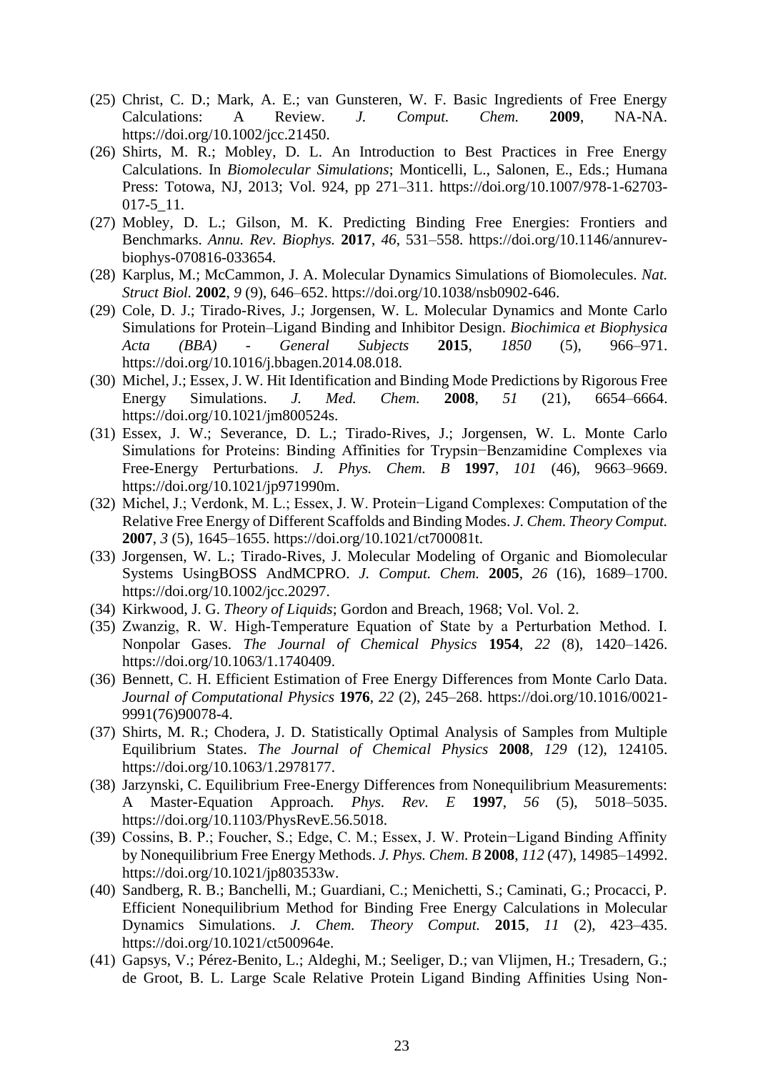(25) Christ, C. D.; Mark, A. E.; van Gunsteren, W. F. Basic Ingredients of Free Energy Calculations: A Review. *J. Comput. Chem.* **2009**, NA-NA. https://doi.org/10.1002/jcc.21450.

(26) Shirts, M. R.; Mobley, D. L. An Introduction to Best Practices in Free Energy Calculations. In *Biomolecular Simulations*; Monticelli, L., Salonen, E., Eds.; Humana Press: Totowa, NJ, 2013; Vol. 924, pp 271–311. https://doi.org/10.1007/978-1-62703-017-5_11.

(27) Mobley, D. L.; Gilson, M. K. Predicting Binding Free Energies: Frontiers and Benchmarks. *Annu. Rev. Biophys.* **2017**, *46*, 531–558. https://doi.org/10.1146/annurev-biophys-070816-033654.

(28) Karplus, M.; McCammon, J. A. Molecular Dynamics Simulations of Biomolecules. *Nat. Struct Biol.* **2002**, *9* (9), 646–652. https://doi.org/10.1038/nsb0902-646.

(29) Cole, D. J.; Tirado-Rives, J.; Jorgensen, W. L. Molecular Dynamics and Monte Carlo Simulations for Protein–Ligand Binding and Inhibitor Design. *Biochimica et Biophysica Acta (BBA) - General Subjects* **2015**, *1850* (5), 966–971. https://doi.org/10.1016/j.bbagen.2014.08.018.

(30) Michel, J.; Essex, J. W. Hit Identification and Binding Mode Predictions by Rigorous Free Energy Simulations. *J. Med. Chem.* **2008**, *51* (21), 6654–6664. https://doi.org/10.1021/jm800524s.

(31) Essex, J. W.; Severance, D. L.; Tirado-Rives, J.; Jorgensen, W. L. Monte Carlo Simulations for Proteins: Binding Affinities for Trypsin−Benzamidine Complexes via Free-Energy Perturbations. *J. Phys. Chem. B* **1997**, *101* (46), 9663–9669. https://doi.org/10.1021/jp971990m.

(32) Michel, J.; Verdonk, M. L.; Essex, J. W. Protein−Ligand Complexes: Computation of the Relative Free Energy of Different Scaffolds and Binding Modes. *J. Chem. Theory Comput.* **2007**, *3* (5), 1645–1655. https://doi.org/10.1021/ct700081t.

(33) Jorgensen, W. L.; Tirado-Rives, J. Molecular Modeling of Organic and Biomolecular Systems UsingBOSS AndMCPRO. *J. Comput. Chem.* **2005**, *26* (16), 1689–1700. https://doi.org/10.1002/jcc.20297.

(34) Kirkwood, J. G. *Theory of Liquids*; Gordon and Breach, 1968; Vol. Vol. 2.

(35) Zwanzig, R. W. High-Temperature Equation of State by a Perturbation Method. I. Nonpolar Gases. *The Journal of Chemical Physics* **1954**, *22* (8), 1420–1426. https://doi.org/10.1063/1.1740409.

(36) Bennett, C. H. Efficient Estimation of Free Energy Differences from Monte Carlo Data. *Journal of Computational Physics* **1976**, *22* (2), 245–268. https://doi.org/10.1016/0021-9991(76)90078-4.

(37) Shirts, M. R.; Chodera, J. D. Statistically Optimal Analysis of Samples from Multiple Equilibrium States. *The Journal of Chemical Physics* **2008**, *129* (12), 124105. https://doi.org/10.1063/1.2978177.

(38) Jarzynski, C. Equilibrium Free-Energy Differences from Nonequilibrium Measurements: A Master-Equation Approach. *Phys. Rev. E* **1997**, *56* (5), 5018–5035. https://doi.org/10.1103/PhysRevE.56.5018.

(39) Cossins, B. P.; Foucher, S.; Edge, C. M.; Essex, J. W. Protein−Ligand Binding Affinity by Nonequilibrium Free Energy Methods. *J. Phys. Chem. B* **2008**, *112* (47), 14985–14992. https://doi.org/10.1021/jp803533w.

(40) Sandberg, R. B.; Banchelli, M.; Guardiani, C.; Menichetti, S.; Caminati, G.; Procacci, P. Efficient Nonequilibrium Method for Binding Free Energy Calculations in Molecular Dynamics Simulations. *J. Chem. Theory Comput.* **2015**, *11* (2), 423–435. https://doi.org/10.1021/ct500964e.

(41) Gapsys, V.; Pérez-Benito, L.; Aldeghi, M.; Seeliger, D.; van Vlijmen, H.; Tresadern, G.; de Groot, B. L. Large Scale Relative Protein Ligand Binding Affinities Using Non-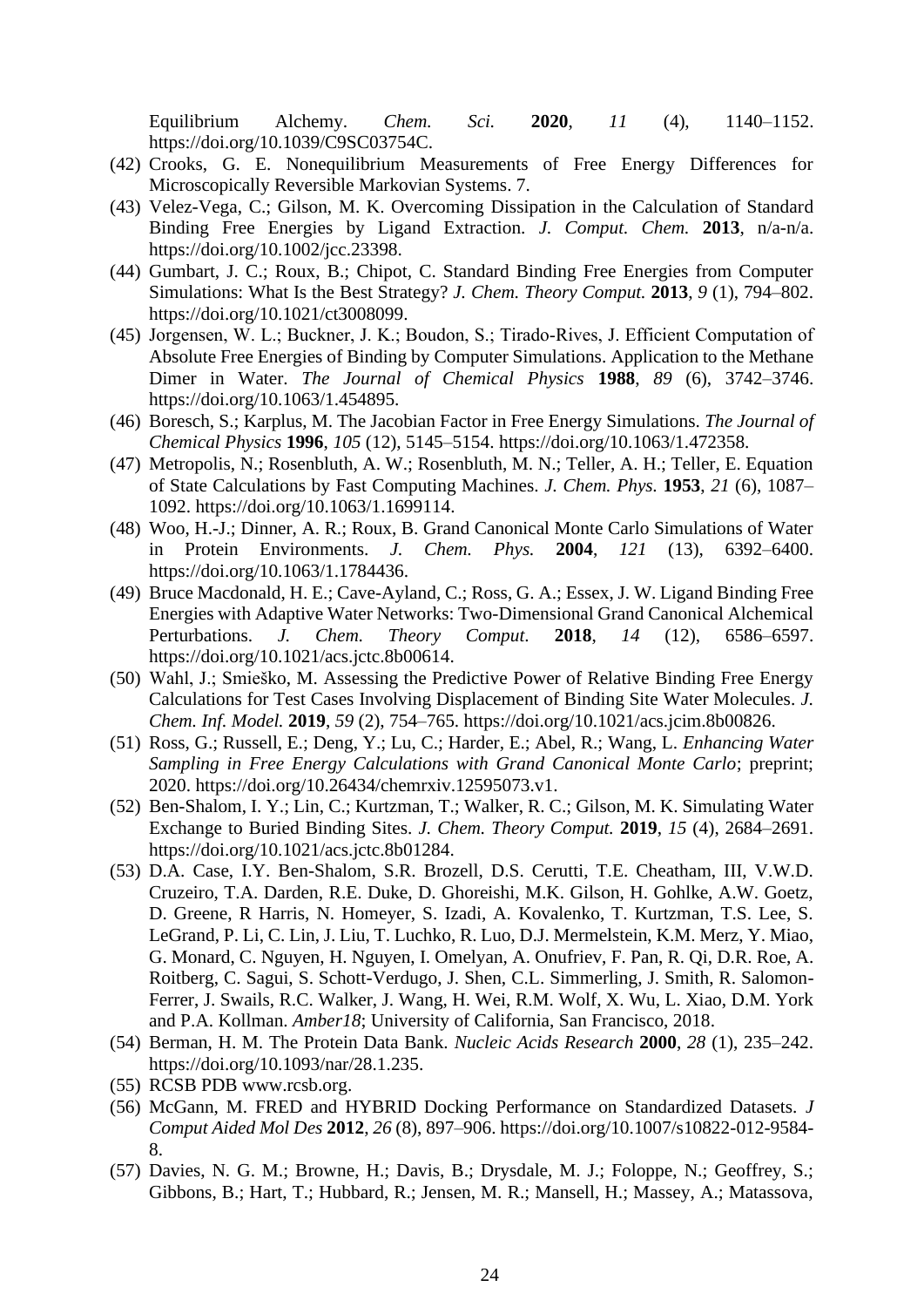Equilibrium Alchemy. *Chem. Sci.* **2020**, *11* (4), 1140–1152. https://doi.org/10.1039/C9SC03754C.

(42) Crooks, G. E. Nonequilibrium Measurements of Free Energy Differences for Microscopically Reversible Markovian Systems. 7.

(43) Velez-Vega, C.; Gilson, M. K. Overcoming Dissipation in the Calculation of Standard Binding Free Energies by Ligand Extraction. *J. Comput. Chem.* **2013**, n/a-n/a. https://doi.org/10.1002/jcc.23398.

(44) Gumbart, J. C.; Roux, B.; Chipot, C. Standard Binding Free Energies from Computer Simulations: What Is the Best Strategy? *J. Chem. Theory Comput.* **2013**, *9* (1), 794–802. https://doi.org/10.1021/ct3008099.

(45) Jorgensen, W. L.; Buckner, J. K.; Boudon, S.; Tirado-Rives, J. Efficient Computation of Absolute Free Energies of Binding by Computer Simulations. Application to the Methane Dimer in Water. *The Journal of Chemical Physics* **1988**, *89* (6), 3742–3746. https://doi.org/10.1063/1.454895.

(46) Boresch, S.; Karplus, M. The Jacobian Factor in Free Energy Simulations. *The Journal of Chemical Physics* **1996**, *105* (12), 5145–5154. https://doi.org/10.1063/1.472358.

(47) Metropolis, N.; Rosenbluth, A. W.; Rosenbluth, M. N.; Teller, A. H.; Teller, E. Equation of State Calculations by Fast Computing Machines. *J. Chem. Phys.* **1953**, *21* (6), 1087–1092. https://doi.org/10.1063/1.1699114.

(48) Woo, H.-J.; Dinner, A. R.; Roux, B. Grand Canonical Monte Carlo Simulations of Water in Protein Environments. *J. Chem. Phys.* **2004**, *121* (13), 6392–6400. https://doi.org/10.1063/1.1784436.

(49) Bruce Macdonald, H. E.; Cave-Ayland, C.; Ross, G. A.; Essex, J. W. Ligand Binding Free Energies with Adaptive Water Networks: Two-Dimensional Grand Canonical Alchemical Perturbations. *J. Chem. Theory Comput.* **2018**, *14* (12), 6586–6597. https://doi.org/10.1021/acs.jctc.8b00614.

(50) Wahl, J.; Smieško, M. Assessing the Predictive Power of Relative Binding Free Energy Calculations for Test Cases Involving Displacement of Binding Site Water Molecules. *J. Chem. Inf. Model.* **2019**, *59* (2), 754–765. https://doi.org/10.1021/acs.jcim.8b00826.

(51) Ross, G.; Russell, E.; Deng, Y.; Lu, C.; Harder, E.; Abel, R.; Wang, L. *Enhancing Water Sampling in Free Energy Calculations with Grand Canonical Monte Carlo*; preprint; 2020. https://doi.org/10.26434/chemrxiv.12595073.v1.

(52) Ben-Shalom, I. Y.; Lin, C.; Kurtzman, T.; Walker, R. C.; Gilson, M. K. Simulating Water Exchange to Buried Binding Sites. *J. Chem. Theory Comput.* **2019**, *15* (4), 2684–2691. https://doi.org/10.1021/acs.jctc.8b01284.

(53) D.A. Case, I.Y. Ben-Shalom, S.R. Brozell, D.S. Cerutti, T.E. Cheatham, III, V.W.D. Cruzeiro, T.A. Darden, R.E. Duke, D. Ghoreishi, M.K. Gilson, H. Gohlke, A.W. Goetz, D. Greene, R Harris, N. Homeyer, S. Izadi, A. Kovalenko, T. Kurtzman, T.S. Lee, S. LeGrand, P. Li, C. Lin, J. Liu, T. Luchko, R. Luo, D.J. Mermelstein, K.M. Merz, Y. Miao, G. Monard, C. Nguyen, H. Nguyen, I. Omelyan, A. Onufriev, F. Pan, R. Qi, D.R. Roe, A. Roitberg, C. Sagui, S. Schott-Verdugo, J. Shen, C.L. Simmerling, J. Smith, R. Salomon-Ferrer, J. Swails, R.C. Walker, J. Wang, H. Wei, R.M. Wolf, X. Wu, L. Xiao, D.M. York and P.A. Kollman. *Amber18*; University of California, San Francisco, 2018.

(54) Berman, H. M. The Protein Data Bank. *Nucleic Acids Research* **2000**, *28* (1), 235–242. https://doi.org/10.1093/nar/28.1.235.

(55) RCSB PDB www.rcsb.org.

(56) McGann, M. FRED and HYBRID Docking Performance on Standardized Datasets. *J Comput Aided Mol Des* **2012**, *26* (8), 897–906. https://doi.org/10.1007/s10822-012-9584-8.

(57) Davies, N. G. M.; Browne, H.; Davis, B.; Drysdale, M. J.; Foloppe, N.; Geoffrey, S.; Gibbons, B.; Hart, T.; Hubbard, R.; Jensen, M. R.; Mansell, H.; Massey, A.; Matassova,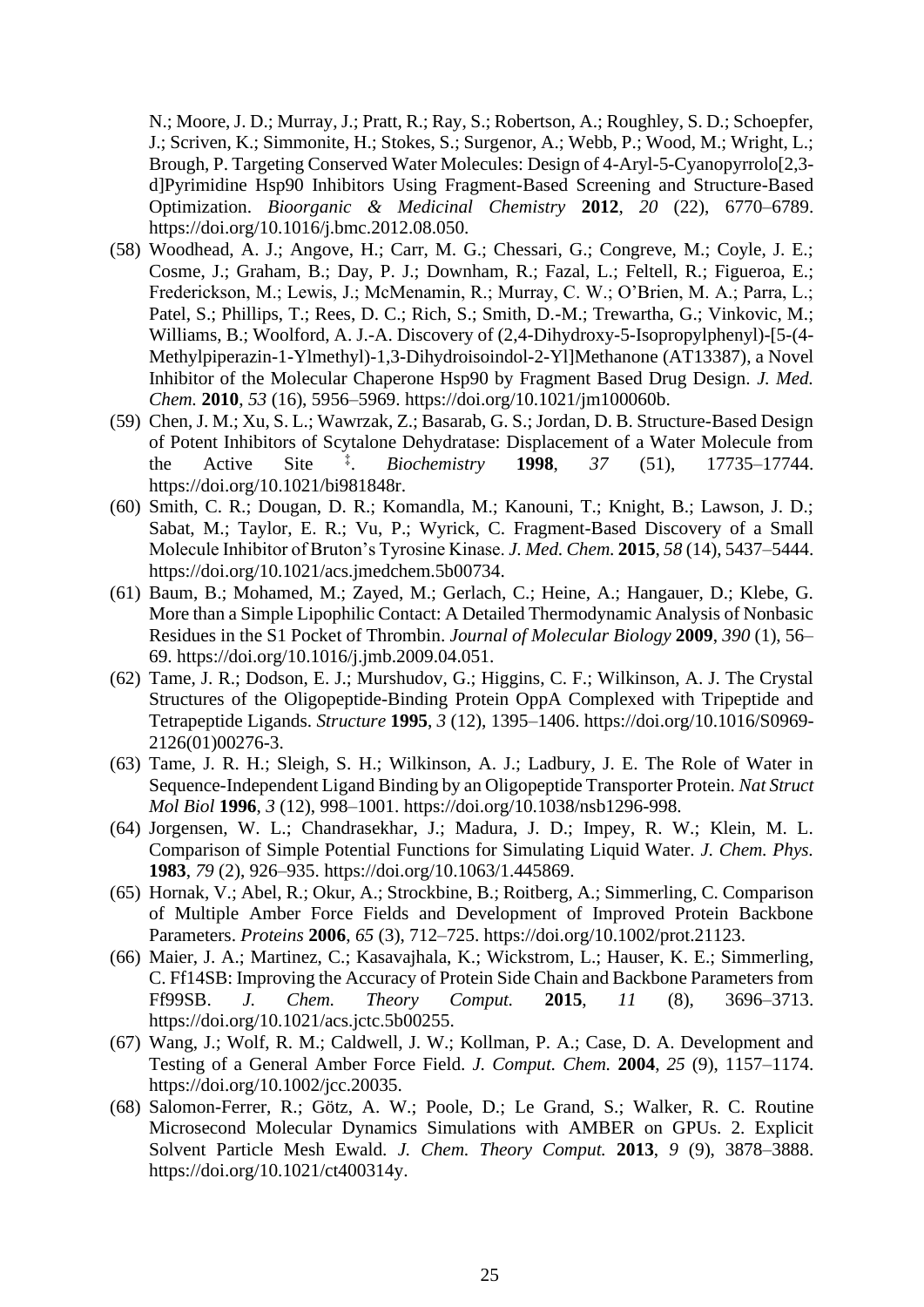N.; Moore, J. D.; Murray, J.; Pratt, R.; Ray, S.; Robertson, A.; Roughley, S. D.; Schoepfer, J.; Scriven, K.; Simmonite, H.; Stokes, S.; Surgenor, A.; Webb, P.; Wood, M.; Wright, L.; Brough, P. Targeting Conserved Water Molecules: Design of 4-Aryl-5-Cyanopyrrolo[2,3-d]Pyrimidine Hsp90 Inhibitors Using Fragment-Based Screening and Structure-Based Optimization. *Bioorganic & Medicinal Chemistry* **2012**, *20* (22), 6770–6789. https://doi.org/10.1016/j.bmc.2012.08.050.

(58) Woodhead, A. J.; Angove, H.; Carr, M. G.; Chessari, G.; Congreve, M.; Coyle, J. E.; Cosme, J.; Graham, B.; Day, P. J.; Downham, R.; Fazal, L.; Feltell, R.; Figueroa, E.; Frederickson, M.; Lewis, J.; McMenamin, R.; Murray, C. W.; O'Brien, M. A.; Parra, L.; Patel, S.; Phillips, T.; Rees, D. C.; Rich, S.; Smith, D.-M.; Trewartha, G.; Vinkovic, M.; Williams, B.; Woolford, A. J.-A. Discovery of (2,4-Dihydroxy-5-Isopropylphenyl)-[5-(4-Methylpiperazin-1-Ylmethyl)-1,3-Dihydroisoindol-2-Yl]Methanone (AT13387), a Novel Inhibitor of the Molecular Chaperone Hsp90 by Fragment Based Drug Design. *J. Med. Chem.* **2010**, *53* (16), 5956–5969. https://doi.org/10.1021/jm100060b.

(59) Chen, J. M.; Xu, S. L.; Wawrzak, Z.; Basarab, G. S.; Jordan, D. B. Structure-Based Design of Potent Inhibitors of Scytalone Dehydratase: Displacement of a Water Molecule from the Active Site ‡. *Biochemistry* **1998**, *37* (51), 17735–17744. https://doi.org/10.1021/bi981848r.

(60) Smith, C. R.; Dougan, D. R.; Komandla, M.; Kanouni, T.; Knight, B.; Lawson, J. D.; Sabat, M.; Taylor, E. R.; Vu, P.; Wyrick, C. Fragment-Based Discovery of a Small Molecule Inhibitor of Bruton's Tyrosine Kinase. *J. Med. Chem.* **2015**, *58* (14), 5437–5444. https://doi.org/10.1021/acs.jmedchem.5b00734.

(61) Baum, B.; Mohamed, M.; Zayed, M.; Gerlach, C.; Heine, A.; Hangauer, D.; Klebe, G. More than a Simple Lipophilic Contact: A Detailed Thermodynamic Analysis of Nonbasic Residues in the S1 Pocket of Thrombin. *Journal of Molecular Biology* **2009**, *390* (1), 56–69. https://doi.org/10.1016/j.jmb.2009.04.051.

(62) Tame, J. R.; Dodson, E. J.; Murshudov, G.; Higgins, C. F.; Wilkinson, A. J. The Crystal Structures of the Oligopeptide-Binding Protein OppA Complexed with Tripeptide and Tetrapeptide Ligands. *Structure* **1995**, *3* (12), 1395–1406. https://doi.org/10.1016/S0969-2126(01)00276-3.

(63) Tame, J. R. H.; Sleigh, S. H.; Wilkinson, A. J.; Ladbury, J. E. The Role of Water in Sequence-Independent Ligand Binding by an Oligopeptide Transporter Protein. *Nat Struct Mol Biol* **1996**, *3* (12), 998–1001. https://doi.org/10.1038/nsb1296-998.

(64) Jorgensen, W. L.; Chandrasekhar, J.; Madura, J. D.; Impey, R. W.; Klein, M. L. Comparison of Simple Potential Functions for Simulating Liquid Water. *J. Chem. Phys.* **1983**, *79* (2), 926–935. https://doi.org/10.1063/1.445869.

(65) Hornak, V.; Abel, R.; Okur, A.; Strockbine, B.; Roitberg, A.; Simmerling, C. Comparison of Multiple Amber Force Fields and Development of Improved Protein Backbone Parameters. *Proteins* **2006**, *65* (3), 712–725. https://doi.org/10.1002/prot.21123.

(66) Maier, J. A.; Martinez, C.; Kasavajhala, K.; Wickstrom, L.; Hauser, K. E.; Simmerling, C. Ff14SB: Improving the Accuracy of Protein Side Chain and Backbone Parameters from Ff99SB. *J. Chem. Theory Comput.* **2015**, *11* (8), 3696–3713. https://doi.org/10.1021/acs.jctc.5b00255.

(67) Wang, J.; Wolf, R. M.; Caldwell, J. W.; Kollman, P. A.; Case, D. A. Development and Testing of a General Amber Force Field. *J. Comput. Chem.* **2004**, *25* (9), 1157–1174. https://doi.org/10.1002/jcc.20035.

(68) Salomon-Ferrer, R.; Götz, A. W.; Poole, D.; Le Grand, S.; Walker, R. C. Routine Microsecond Molecular Dynamics Simulations with AMBER on GPUs. 2. Explicit Solvent Particle Mesh Ewald. *J. Chem. Theory Comput.* **2013**, *9* (9), 3878–3888. https://doi.org/10.1021/ct400314y.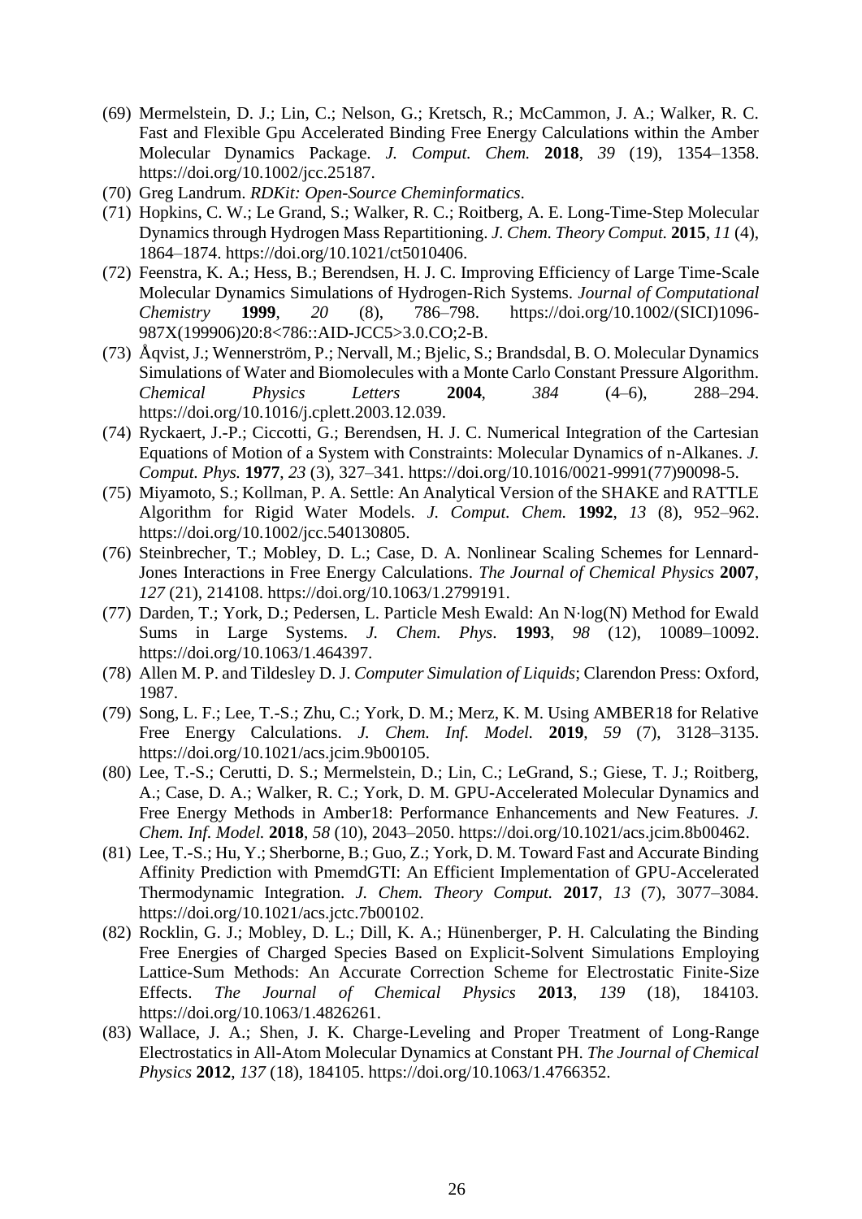(69) Mermelstein, D. J.; Lin, C.; Nelson, G.; Kretsch, R.; McCammon, J. A.; Walker, R. C. Fast and Flexible Gpu Accelerated Binding Free Energy Calculations within the Amber Molecular Dynamics Package. *J. Comput. Chem.* **2018**, *39* (19), 1354–1358. https://doi.org/10.1002/jcc.25187.

(70) Greg Landrum. *RDKit: Open-Source Cheminformatics*.

(71) Hopkins, C. W.; Le Grand, S.; Walker, R. C.; Roitberg, A. E. Long-Time-Step Molecular Dynamics through Hydrogen Mass Repartitioning. *J. Chem. Theory Comput.* **2015**, *11* (4), 1864–1874. https://doi.org/10.1021/ct5010406.

(72) Feenstra, K. A.; Hess, B.; Berendsen, H. J. C. Improving Efficiency of Large Time-Scale Molecular Dynamics Simulations of Hydrogen-Rich Systems. *Journal of Computational Chemistry* **1999**, *20* (8), 786–798. https://doi.org/10.1002/(SICI)1096-987X(199906)20:8<786::AID-JCC5>3.0.CO;2-B.

(73) Åqvist, J.; Wennerström, P.; Nervall, M.; Bjelic, S.; Brandsdal, B. O. Molecular Dynamics Simulations of Water and Biomolecules with a Monte Carlo Constant Pressure Algorithm. *Chemical Physics Letters* **2004**, *384* (4–6), 288–294. https://doi.org/10.1016/j.cplett.2003.12.039.

(74) Ryckaert, J.-P.; Ciccotti, G.; Berendsen, H. J. C. Numerical Integration of the Cartesian Equations of Motion of a System with Constraints: Molecular Dynamics of n-Alkanes. *J. Comput. Phys.* **1977**, *23* (3), 327–341. https://doi.org/10.1016/0021-9991(77)90098-5.

(75) Miyamoto, S.; Kollman, P. A. Settle: An Analytical Version of the SHAKE and RATTLE Algorithm for Rigid Water Models. *J. Comput. Chem.* **1992**, *13* (8), 952–962. https://doi.org/10.1002/jcc.540130805.

(76) Steinbrecher, T.; Mobley, D. L.; Case, D. A. Nonlinear Scaling Schemes for Lennard-Jones Interactions in Free Energy Calculations. *The Journal of Chemical Physics* **2007**, *127* (21), 214108. https://doi.org/10.1063/1.2799191.

(77) Darden, T.; York, D.; Pedersen, L. Particle Mesh Ewald: An N·log(N) Method for Ewald Sums in Large Systems. *J. Chem. Phys*. **1993**, *98* (12), 10089–10092. https://doi.org/10.1063/1.464397.

(78) Allen M. P. and Tildesley D. J. *Computer Simulation of Liquids*; Clarendon Press: Oxford, 1987.

(79) Song, L. F.; Lee, T.-S.; Zhu, C.; York, D. M.; Merz, K. M. Using AMBER18 for Relative Free Energy Calculations. *J. Chem. Inf. Model.* **2019**, *59* (7), 3128–3135. https://doi.org/10.1021/acs.jcim.9b00105.

(80) Lee, T.-S.; Cerutti, D. S.; Mermelstein, D.; Lin, C.; LeGrand, S.; Giese, T. J.; Roitberg, A.; Case, D. A.; Walker, R. C.; York, D. M. GPU-Accelerated Molecular Dynamics and Free Energy Methods in Amber18: Performance Enhancements and New Features. *J. Chem. Inf. Model.* **2018**, *58* (10), 2043–2050. https://doi.org/10.1021/acs.jcim.8b00462.

(81) Lee, T.-S.; Hu, Y.; Sherborne, B.; Guo, Z.; York, D. M. Toward Fast and Accurate Binding Affinity Prediction with PmemdGTI: An Efficient Implementation of GPU-Accelerated Thermodynamic Integration. *J. Chem. Theory Comput.* **2017**, *13* (7), 3077–3084. https://doi.org/10.1021/acs.jctc.7b00102.

(82) Rocklin, G. J.; Mobley, D. L.; Dill, K. A.; Hünenberger, P. H. Calculating the Binding Free Energies of Charged Species Based on Explicit-Solvent Simulations Employing Lattice-Sum Methods: An Accurate Correction Scheme for Electrostatic Finite-Size Effects. *The Journal of Chemical Physics* **2013**, *139* (18), 184103. https://doi.org/10.1063/1.4826261.

(83) Wallace, J. A.; Shen, J. K. Charge-Leveling and Proper Treatment of Long-Range Electrostatics in All-Atom Molecular Dynamics at Constant PH. *The Journal of Chemical Physics* **2012**, *137* (18), 184105. https://doi.org/10.1063/1.4766352.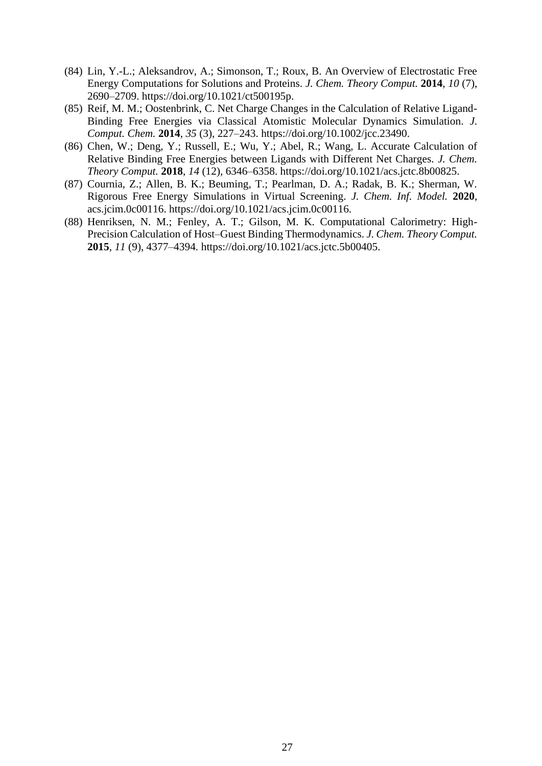(84) Lin, Y.-L.; Aleksandrov, A.; Simonson, T.; Roux, B. An Overview of Electrostatic Free Energy Computations for Solutions and Proteins. *J. Chem. Theory Comput.* **2014**, *10* (7), 2690–2709. https://doi.org/10.1021/ct500195p.

(85) Reif, M. M.; Oostenbrink, C. Net Charge Changes in the Calculation of Relative Ligand-Binding Free Energies via Classical Atomistic Molecular Dynamics Simulation. *J. Comput. Chem.* **2014**, *35* (3), 227–243. https://doi.org/10.1002/jcc.23490.

(86) Chen, W.; Deng, Y.; Russell, E.; Wu, Y.; Abel, R.; Wang, L. Accurate Calculation of Relative Binding Free Energies between Ligands with Different Net Charges. *J. Chem. Theory Comput.* **2018**, *14* (12), 6346–6358. https://doi.org/10.1021/acs.jctc.8b00825.

(87) Cournia, Z.; Allen, B. K.; Beuming, T.; Pearlman, D. A.; Radak, B. K.; Sherman, W. Rigorous Free Energy Simulations in Virtual Screening. *J. Chem. Inf. Model.* **2020**, acs.jcim.0c00116. https://doi.org/10.1021/acs.jcim.0c00116.

(88) Henriksen, N. M.; Fenley, A. T.; Gilson, M. K. Computational Calorimetry: High-Precision Calculation of Host–Guest Binding Thermodynamics. *J. Chem. Theory Comput.* **2015**, *11* (9), 4377–4394. https://doi.org/10.1021/acs.jctc.5b00405.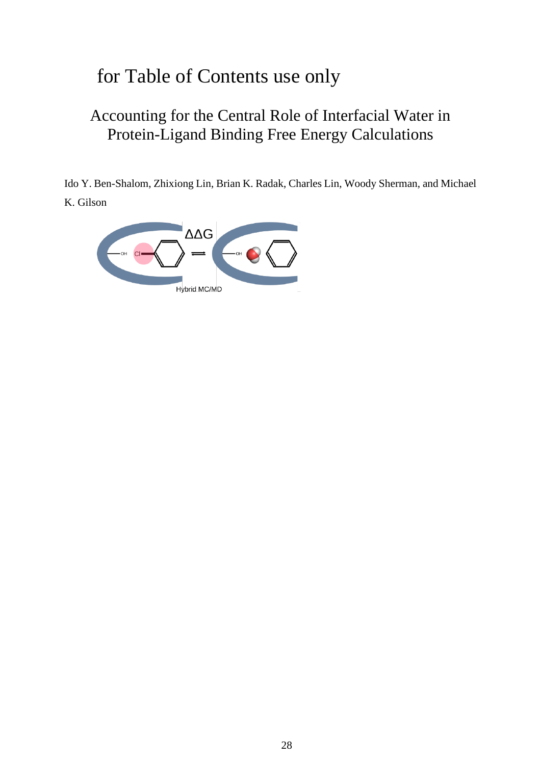# for Table of Contents use only

## Accounting for the Central Role of Interfacial Water in Protein-Ligand Binding Free Energy Calculations

Ido Y. Ben-Shalom, Zhixiong Lin, Brian K. Radak, Charles Lin, Woody Sherman, and Michael K. Gilson

ΔΔG

OH

Cl

OH

Hybrid MC/MD